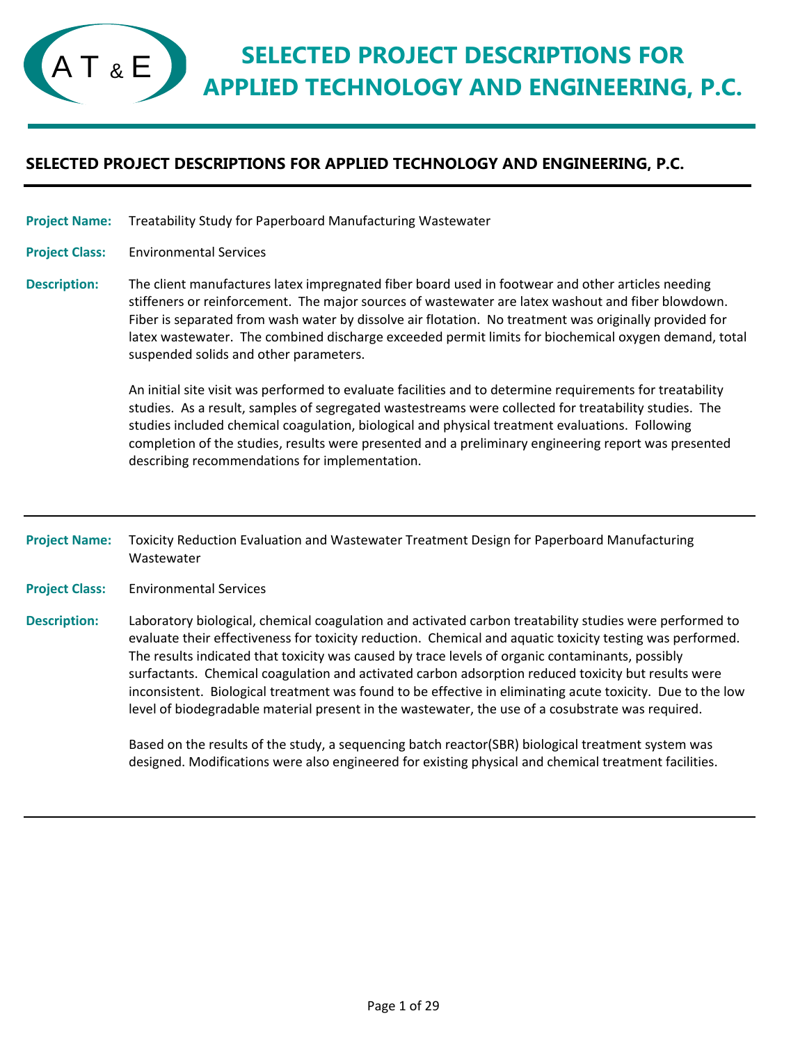# SELECTED PROJECT DESCRIPTIONS FOR APPLIED TECHNOLOGY AND ENGINEERING, P.C.

## SELECTED PROJECT DESCRIPTIONS FOR APPLIED TECHNOLOGY AND ENGINEERING, P.C.

**Project Name:** Treatability Study for Paperboard Manufacturing Wastewater

**Project Class:** Environmental Services

**Description:** The client manufactures latex impregnated fiber board used in footwear and other articles needing stiffeners or reinforcement. The major sources of wastewater are latex washout and fiber blowdown. Fiber is separated from wash water by dissolve air flotation. No treatment was originally provided for latex wastewater. The combined discharge exceeded permit limits for biochemical oxygen demand, total suspended solids and other parameters.

An initial site visit was performed to evaluate facilities and to determine requirements for treatability studies. As a result, samples of segregated wastestreams were collected for treatability studies. The studies included chemical coagulation, biological and physical treatment evaluations. Following completion of the studies, results were presented and a preliminary engineering report was presented describing recommendations for implementation.

---

**Project Name:** Toxicity Reduction Evaluation and Wastewater Treatment Design for Paperboard Manufacturing Wastewater

**Project Class:** Environmental Services

**Description:** Laboratory biological, chemical coagulation and activated carbon treatability studies were performed to evaluate their effectiveness for toxicity reduction. Chemical and aquatic toxicity testing was performed. The results indicated that toxicity was caused by trace levels of organic contaminants, possibly surfactants. Chemical coagulation and activated carbon adsorption reduced toxicity but results were inconsistent. Biological treatment was found to be effective in eliminating acute toxicity. Due to the low level of biodegradable material present in the wastewater, the use of a cosubstrate was required.

Based on the results of the study, a sequencing batch reactor(SBR) biological treatment system was designed. Modifications were also engineered for existing physical and chemical treatment facilities.

---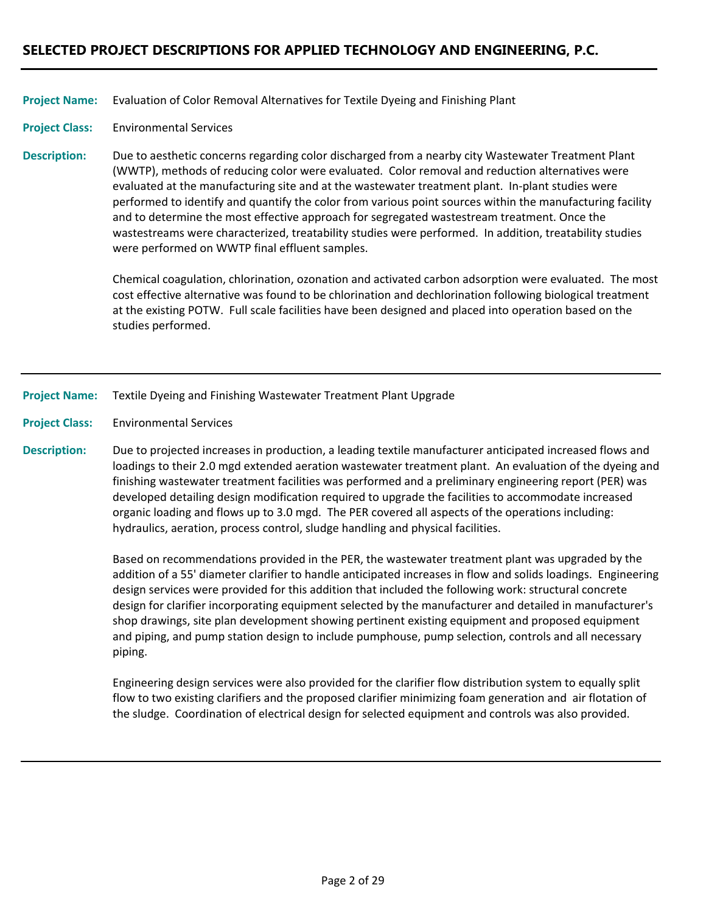## SELECTED PROJECT DESCRIPTIONS FOR APPLIED TECHNOLOGY AND ENGINEERING, P.C.

---

**Project Name:** Evaluation of Color Removal Alternatives for Textile Dyeing and Finishing Plant

**Project Class:** Environmental Services

**Description:** Due to aesthetic concerns regarding color discharged from a nearby city Wastewater Treatment Plant (WWTP), methods of reducing color were evaluated. Color removal and reduction alternatives were evaluated at the manufacturing site and at the wastewater treatment plant. In-plant studies were performed to identify and quantify the color from various point sources within the manufacturing facility and to determine the most effective approach for segregated wastestream treatment. Once the wastestreams were characterized, treatability studies were performed. In addition, treatability studies were performed on WWTP final effluent samples.

Chemical coagulation, chlorination, ozonation and activated carbon adsorption were evaluated. The most cost effective alternative was found to be chlorination and dechlorination following biological treatment at the existing POTW. Full scale facilities have been designed and placed into operation based on the studies performed.

---

**Project Name:** Textile Dyeing and Finishing Wastewater Treatment Plant Upgrade

**Project Class:** Environmental Services

**Description:** Due to projected increases in production, a leading textile manufacturer anticipated increased flows and loadings to their 2.0 mgd extended aeration wastewater treatment plant. An evaluation of the dyeing and finishing wastewater treatment facilities was performed and a preliminary engineering report (PER) was developed detailing design modification required to upgrade the facilities to accommodate increased organic loading and flows up to 3.0 mgd. The PER covered all aspects of the operations including: hydraulics, aeration, process control, sludge handling and physical facilities.

Based on recommendations provided in the PER, the wastewater treatment plant was upgraded by the addition of a 55' diameter clarifier to handle anticipated increases in flow and solids loadings. Engineering design services were provided for this addition that included the following work: structural concrete design for clarifier incorporating equipment selected by the manufacturer and detailed in manufacturer's shop drawings, site plan development showing pertinent existing equipment and proposed equipment and piping, and pump station design to include pumphouse, pump selection, controls and all necessary piping.

Engineering design services were also provided for the clarifier flow distribution system to equally split flow to two existing clarifiers and the proposed clarifier minimizing foam generation and air flotation of the sludge. Coordination of electrical design for selected equipment and controls was also provided.

---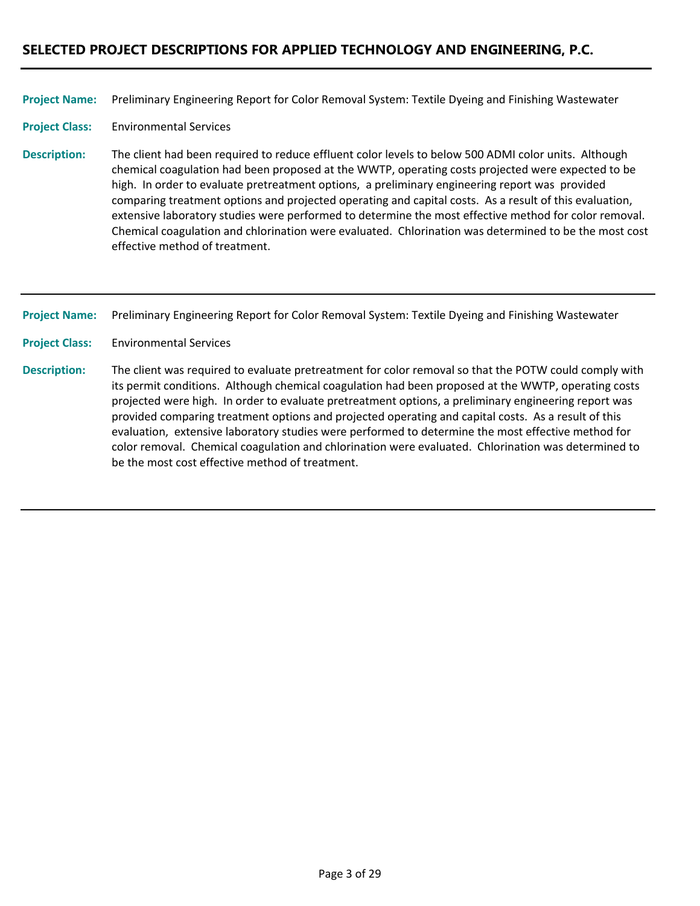## SELECTED PROJECT DESCRIPTIONS FOR APPLIED TECHNOLOGY AND ENGINEERING, P.C.

---

**Project Name:** Preliminary Engineering Report for Color Removal System: Textile Dyeing and Finishing Wastewater

**Project Class:** Environmental Services

**Description:** The client had been required to reduce effluent color levels to below 500 ADMI color units. Although chemical coagulation had been proposed at the WWTP, operating costs projected were expected to be high. In order to evaluate pretreatment options, a preliminary engineering report was provided comparing treatment options and projected operating and capital costs. As a result of this evaluation, extensive laboratory studies were performed to determine the most effective method for color removal. Chemical coagulation and chlorination were evaluated. Chlorination was determined to be the most cost effective method of treatment.

---

**Project Name:** Preliminary Engineering Report for Color Removal System: Textile Dyeing and Finishing Wastewater

**Project Class:** Environmental Services

**Description:** The client was required to evaluate pretreatment for color removal so that the POTW could comply with its permit conditions. Although chemical coagulation had been proposed at the WWTP, operating costs projected were high. In order to evaluate pretreatment options, a preliminary engineering report was provided comparing treatment options and projected operating and capital costs. As a result of this evaluation, extensive laboratory studies were performed to determine the most effective method for color removal. Chemical coagulation and chlorination were evaluated. Chlorination was determined to be the most cost effective method of treatment.

---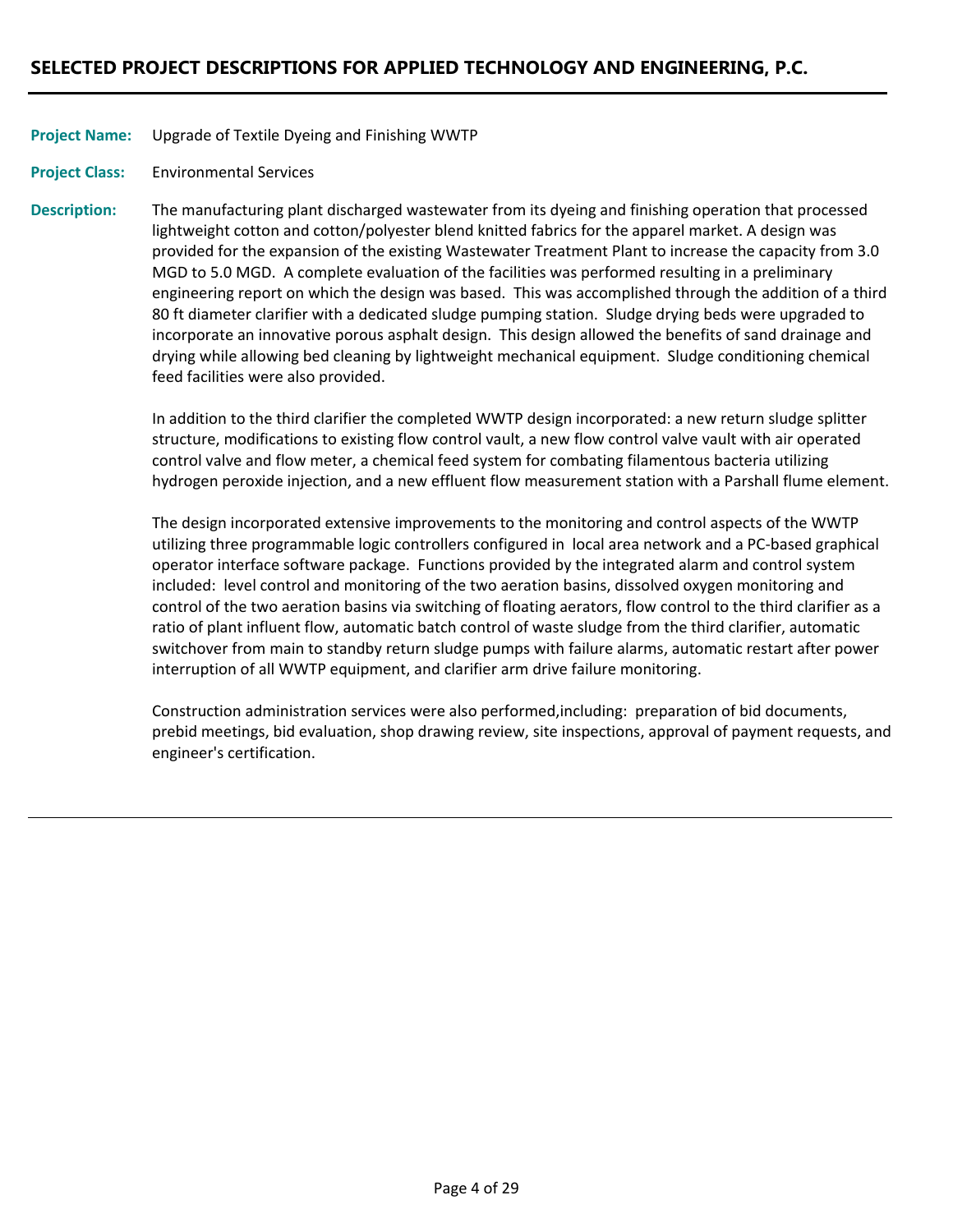## SELECTED PROJECT DESCRIPTIONS FOR APPLIED TECHNOLOGY AND ENGINEERING, P.C.

**Project Name:** Upgrade of Textile Dyeing and Finishing WWTP

**Project Class:** Environmental Services

**Description:** The manufacturing plant discharged wastewater from its dyeing and finishing operation that processed lightweight cotton and cotton/polyester blend knitted fabrics for the apparel market. A design was provided for the expansion of the existing Wastewater Treatment Plant to increase the capacity from 3.0 MGD to 5.0 MGD. A complete evaluation of the facilities was performed resulting in a preliminary engineering report on which the design was based. This was accomplished through the addition of a third 80 ft diameter clarifier with a dedicated sludge pumping station. Sludge drying beds were upgraded to incorporate an innovative porous asphalt design. This design allowed the benefits of sand drainage and drying while allowing bed cleaning by lightweight mechanical equipment. Sludge conditioning chemical feed facilities were also provided.

In addition to the third clarifier the completed WWTP design incorporated: a new return sludge splitter structure, modifications to existing flow control vault, a new flow control valve vault with air operated control valve and flow meter, a chemical feed system for combating filamentous bacteria utilizing hydrogen peroxide injection, and a new effluent flow measurement station with a Parshall flume element.

The design incorporated extensive improvements to the monitoring and control aspects of the WWTP utilizing three programmable logic controllers configured in local area network and a PC-based graphical operator interface software package. Functions provided by the integrated alarm and control system included: level control and monitoring of the two aeration basins, dissolved oxygen monitoring and control of the two aeration basins via switching of floating aerators, flow control to the third clarifier as a ratio of plant influent flow, automatic batch control of waste sludge from the third clarifier, automatic switchover from main to standby return sludge pumps with failure alarms, automatic restart after power interruption of all WWTP equipment, and clarifier arm drive failure monitoring.

Construction administration services were also performed,including: preparation of bid documents, prebid meetings, bid evaluation, shop drawing review, site inspections, approval of payment requests, and engineer's certification.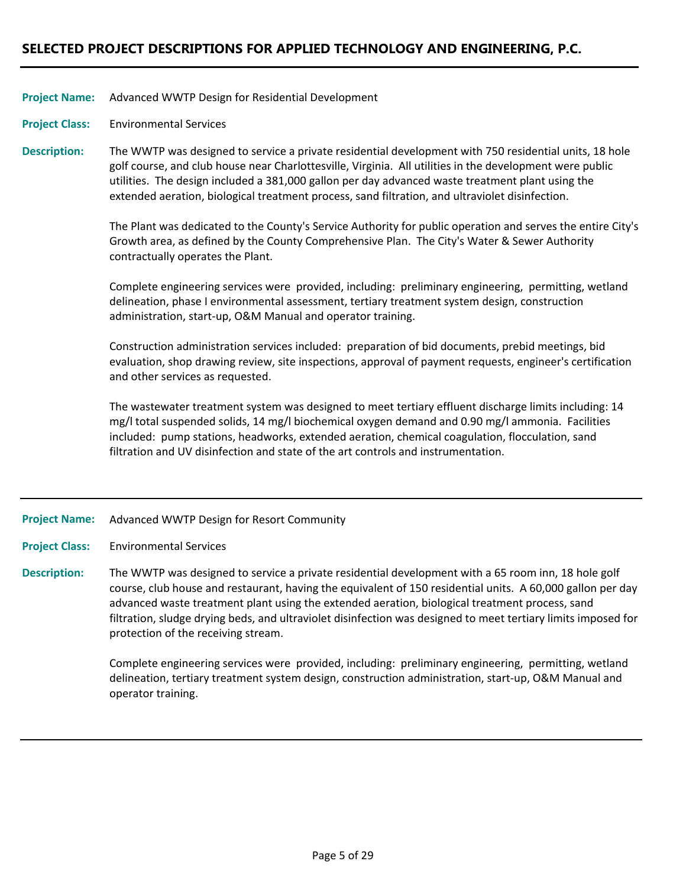## SELECTED PROJECT DESCRIPTIONS FOR APPLIED TECHNOLOGY AND ENGINEERING, P.C.

---

**Project Name:** Advanced WWTP Design for Residential Development

**Project Class:** Environmental Services

**Description:** The WWTP was designed to service a private residential development with 750 residential units, 18 hole golf course, and club house near Charlottesville, Virginia. All utilities in the development were public utilities. The design included a 381,000 gallon per day advanced waste treatment plant using the extended aeration, biological treatment process, sand filtration, and ultraviolet disinfection.

The Plant was dedicated to the County's Service Authority for public operation and serves the entire City's Growth area, as defined by the County Comprehensive Plan. The City's Water & Sewer Authority contractually operates the Plant.

Complete engineering services were provided, including: preliminary engineering, permitting, wetland delineation, phase I environmental assessment, tertiary treatment system design, construction administration, start-up, O&M Manual and operator training.

Construction administration services included: preparation of bid documents, prebid meetings, bid evaluation, shop drawing review, site inspections, approval of payment requests, engineer's certification and other services as requested.

The wastewater treatment system was designed to meet tertiary effluent discharge limits including: 14 mg/l total suspended solids, 14 mg/l biochemical oxygen demand and 0.90 mg/l ammonia. Facilities included: pump stations, headworks, extended aeration, chemical coagulation, flocculation, sand filtration and UV disinfection and state of the art controls and instrumentation.

---

**Project Name:** Advanced WWTP Design for Resort Community

**Project Class:** Environmental Services

**Description:** The WWTP was designed to service a private residential development with a 65 room inn, 18 hole golf course, club house and restaurant, having the equivalent of 150 residential units. A 60,000 gallon per day advanced waste treatment plant using the extended aeration, biological treatment process, sand filtration, sludge drying beds, and ultraviolet disinfection was designed to meet tertiary limits imposed for protection of the receiving stream.

Complete engineering services were provided, including: preliminary engineering, permitting, wetland delineation, tertiary treatment system design, construction administration, start-up, O&M Manual and operator training.

---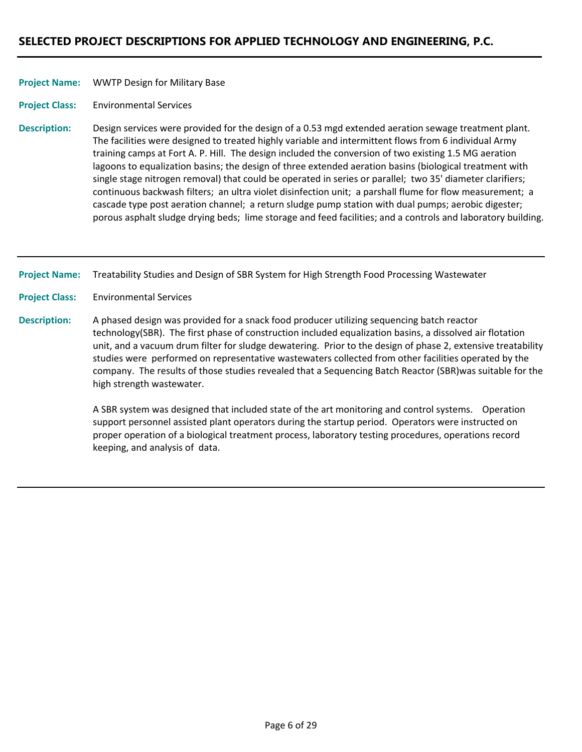## SELECTED PROJECT DESCRIPTIONS FOR APPLIED TECHNOLOGY AND ENGINEERING, P.C.

---

**Project Name:** WWTP Design for Military Base

**Project Class:** Environmental Services

**Description:** Design services were provided for the design of a 0.53 mgd extended aeration sewage treatment plant. The facilities were designed to treated highly variable and intermittent flows from 6 individual Army training camps at Fort A. P. Hill. The design included the conversion of two existing 1.5 MG aeration lagoons to equalization basins; the design of three extended aeration basins (biological treatment with single stage nitrogen removal) that could be operated in series or parallel; two 35' diameter clarifiers; continuous backwash filters; an ultra violet disinfection unit; a parshall flume for flow measurement; a cascade type post aeration channel; a return sludge pump station with dual pumps; aerobic digester; porous asphalt sludge drying beds; lime storage and feed facilities; and a controls and laboratory building.

---

**Project Name:** Treatability Studies and Design of SBR System for High Strength Food Processing Wastewater

**Project Class:** Environmental Services

**Description:** A phased design was provided for a snack food producer utilizing sequencing batch reactor technology(SBR). The first phase of construction included equalization basins, a dissolved air flotation unit, and a vacuum drum filter for sludge dewatering. Prior to the design of phase 2, extensive treatability studies were performed on representative wastewaters collected from other facilities operated by the company. The results of those studies revealed that a Sequencing Batch Reactor (SBR)was suitable for the high strength wastewater.

A SBR system was designed that included state of the art monitoring and control systems. Operation support personnel assisted plant operators during the startup period. Operators were instructed on proper operation of a biological treatment process, laboratory testing procedures, operations record keeping, and analysis of data.

---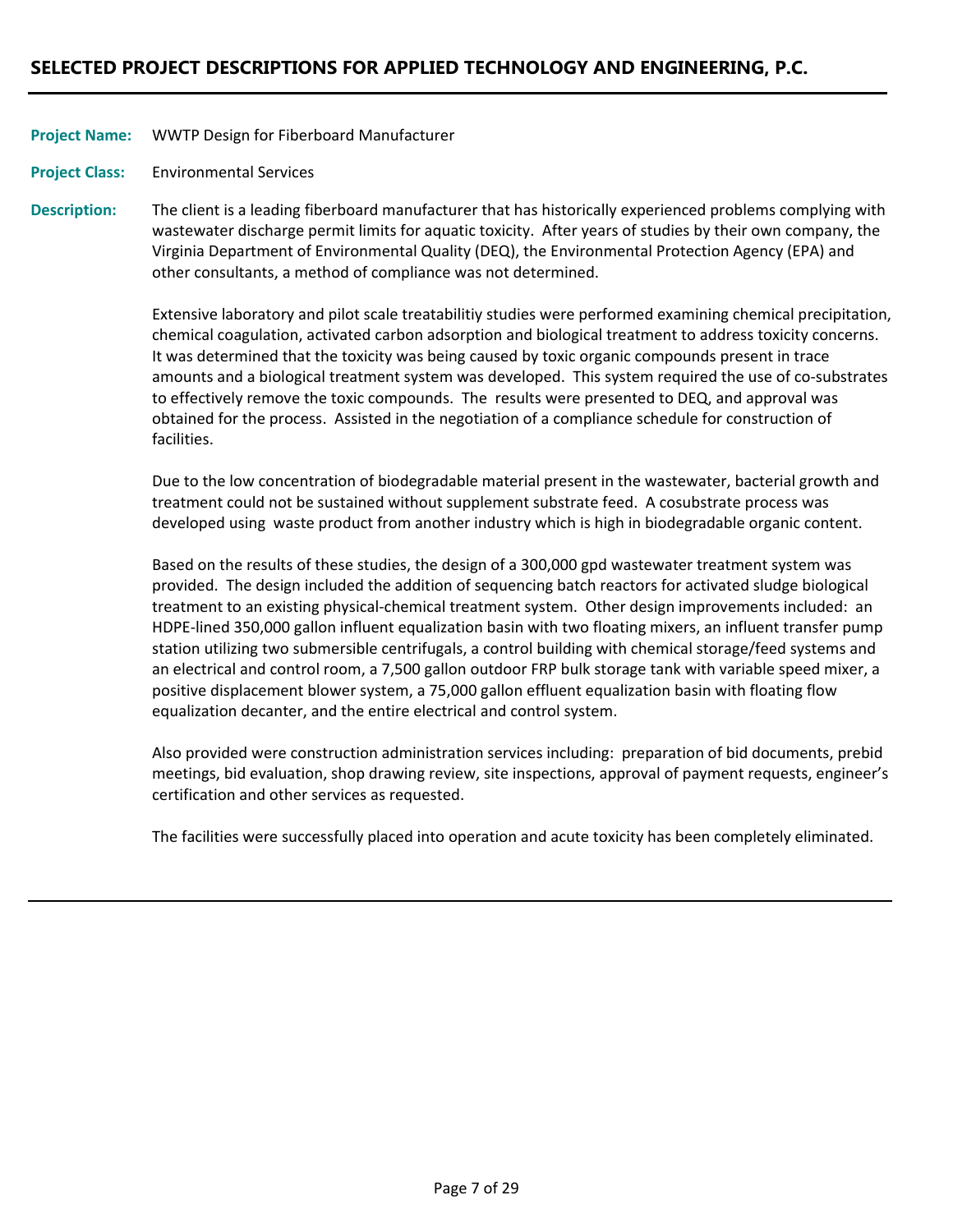## SELECTED PROJECT DESCRIPTIONS FOR APPLIED TECHNOLOGY AND ENGINEERING, P.C.

**Project Name:** WWTP Design for Fiberboard Manufacturer

**Project Class:** Environmental Services

**Description:** The client is a leading fiberboard manufacturer that has historically experienced problems complying with wastewater discharge permit limits for aquatic toxicity. After years of studies by their own company, the Virginia Department of Environmental Quality (DEQ), the Environmental Protection Agency (EPA) and other consultants, a method of compliance was not determined.

Extensive laboratory and pilot scale treatabilitiy studies were performed examining chemical precipitation, chemical coagulation, activated carbon adsorption and biological treatment to address toxicity concerns. It was determined that the toxicity was being caused by toxic organic compounds present in trace amounts and a biological treatment system was developed. This system required the use of co-substrates to effectively remove the toxic compounds. The results were presented to DEQ, and approval was obtained for the process. Assisted in the negotiation of a compliance schedule for construction of facilities.

Due to the low concentration of biodegradable material present in the wastewater, bacterial growth and treatment could not be sustained without supplement substrate feed. A cosubstrate process was developed using waste product from another industry which is high in biodegradable organic content.

Based on the results of these studies, the design of a 300,000 gpd wastewater treatment system was provided. The design included the addition of sequencing batch reactors for activated sludge biological treatment to an existing physical-chemical treatment system. Other design improvements included: an HDPE-lined 350,000 gallon influent equalization basin with two floating mixers, an influent transfer pump station utilizing two submersible centrifugals, a control building with chemical storage/feed systems and an electrical and control room, a 7,500 gallon outdoor FRP bulk storage tank with variable speed mixer, a positive displacement blower system, a 75,000 gallon effluent equalization basin with floating flow equalization decanter, and the entire electrical and control system.

Also provided were construction administration services including: preparation of bid documents, prebid meetings, bid evaluation, shop drawing review, site inspections, approval of payment requests, engineer's certification and other services as requested.

The facilities were successfully placed into operation and acute toxicity has been completely eliminated.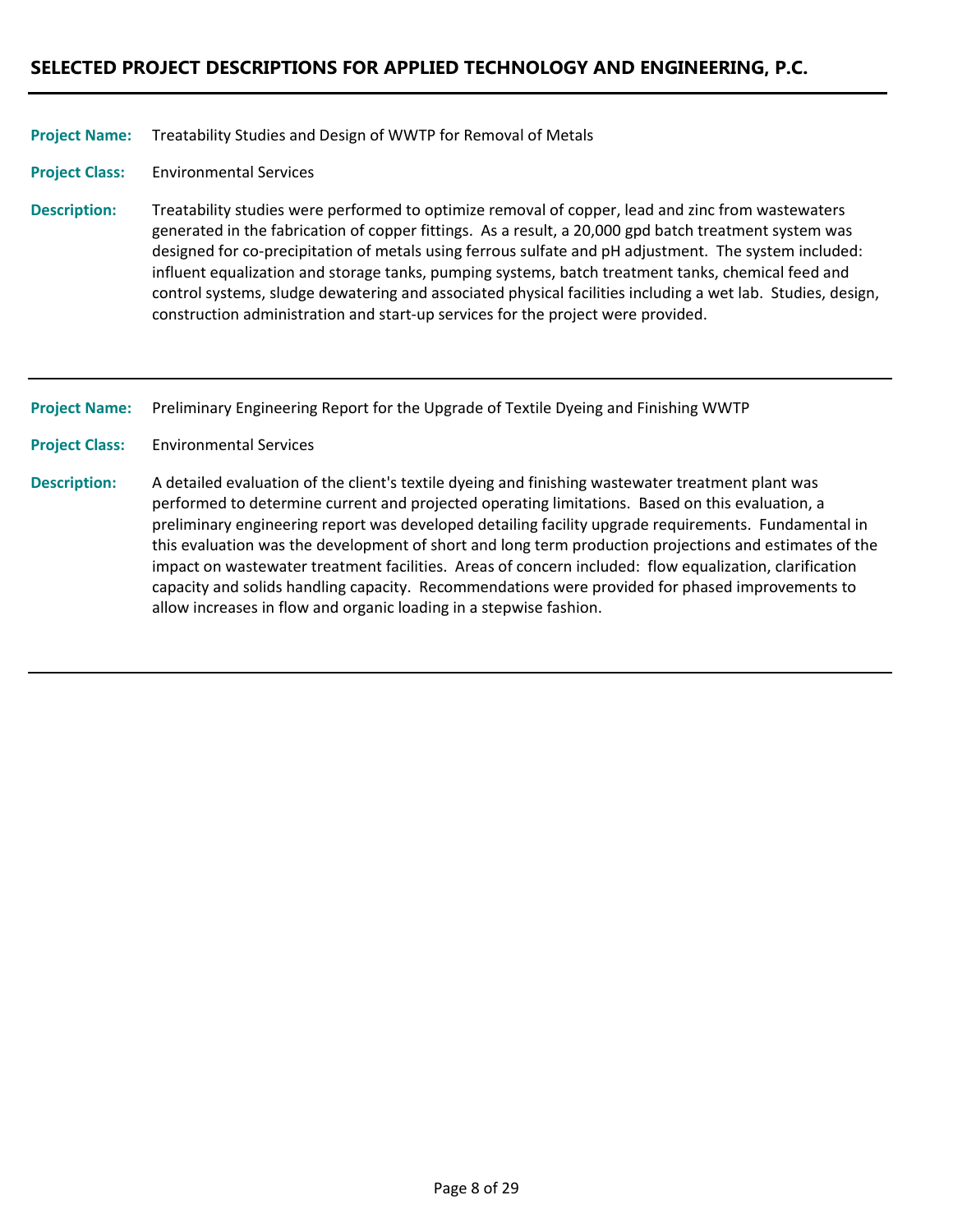## SELECTED PROJECT DESCRIPTIONS FOR APPLIED TECHNOLOGY AND ENGINEERING, P.C.

---

**Project Name:** Treatability Studies and Design of WWTP for Removal of Metals

**Project Class:** Environmental Services

**Description:** Treatability studies were performed to optimize removal of copper, lead and zinc from wastewaters generated in the fabrication of copper fittings. As a result, a 20,000 gpd batch treatment system was designed for co-precipitation of metals using ferrous sulfate and pH adjustment. The system included: influent equalization and storage tanks, pumping systems, batch treatment tanks, chemical feed and control systems, sludge dewatering and associated physical facilities including a wet lab. Studies, design, construction administration and start-up services for the project were provided.

---

**Project Name:** Preliminary Engineering Report for the Upgrade of Textile Dyeing and Finishing WWTP

**Project Class:** Environmental Services

**Description:** A detailed evaluation of the client's textile dyeing and finishing wastewater treatment plant was performed to determine current and projected operating limitations. Based on this evaluation, a preliminary engineering report was developed detailing facility upgrade requirements. Fundamental in this evaluation was the development of short and long term production projections and estimates of the impact on wastewater treatment facilities. Areas of concern included: flow equalization, clarification capacity and solids handling capacity. Recommendations were provided for phased improvements to allow increases in flow and organic loading in a stepwise fashion.

---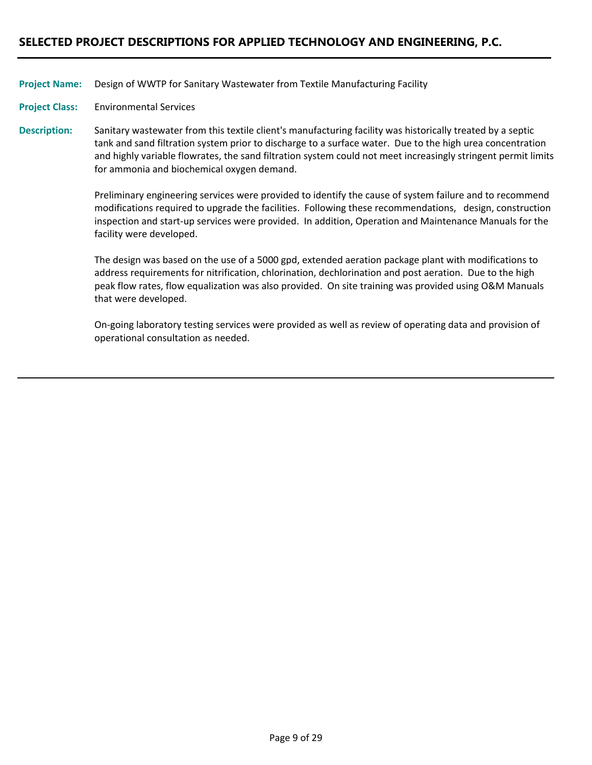## SELECTED PROJECT DESCRIPTIONS FOR APPLIED TECHNOLOGY AND ENGINEERING, P.C.

**Project Name:** Design of WWTP for Sanitary Wastewater from Textile Manufacturing Facility

**Project Class:** Environmental Services

**Description:** Sanitary wastewater from this textile client's manufacturing facility was historically treated by a septic tank and sand filtration system prior to discharge to a surface water. Due to the high urea concentration and highly variable flowrates, the sand filtration system could not meet increasingly stringent permit limits for ammonia and biochemical oxygen demand.

Preliminary engineering services were provided to identify the cause of system failure and to recommend modifications required to upgrade the facilities. Following these recommendations, design, construction inspection and start-up services were provided. In addition, Operation and Maintenance Manuals for the facility were developed.

The design was based on the use of a 5000 gpd, extended aeration package plant with modifications to address requirements for nitrification, chlorination, dechlorination and post aeration. Due to the high peak flow rates, flow equalization was also provided. On site training was provided using O&M Manuals that were developed.

On-going laboratory testing services were provided as well as review of operating data and provision of operational consultation as needed.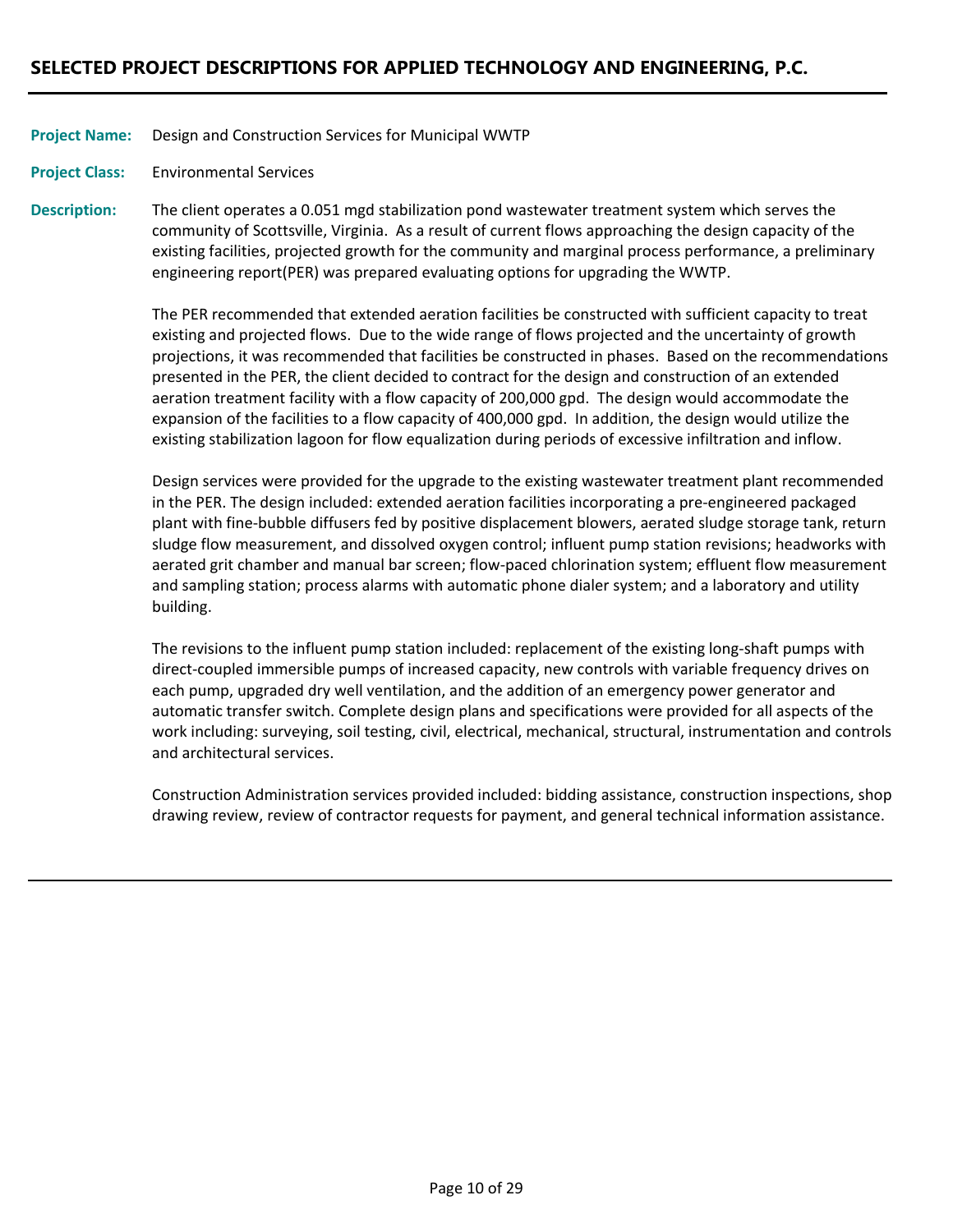## SELECTED PROJECT DESCRIPTIONS FOR APPLIED TECHNOLOGY AND ENGINEERING, P.C.

**Project Name:** Design and Construction Services for Municipal WWTP

**Project Class:** Environmental Services

**Description:** The client operates a 0.051 mgd stabilization pond wastewater treatment system which serves the community of Scottsville, Virginia. As a result of current flows approaching the design capacity of the existing facilities, projected growth for the community and marginal process performance, a preliminary engineering report(PER) was prepared evaluating options for upgrading the WWTP.

The PER recommended that extended aeration facilities be constructed with sufficient capacity to treat existing and projected flows. Due to the wide range of flows projected and the uncertainty of growth projections, it was recommended that facilities be constructed in phases. Based on the recommendations presented in the PER, the client decided to contract for the design and construction of an extended aeration treatment facility with a flow capacity of 200,000 gpd. The design would accommodate the expansion of the facilities to a flow capacity of 400,000 gpd. In addition, the design would utilize the existing stabilization lagoon for flow equalization during periods of excessive infiltration and inflow.

Design services were provided for the upgrade to the existing wastewater treatment plant recommended in the PER. The design included: extended aeration facilities incorporating a pre-engineered packaged plant with fine-bubble diffusers fed by positive displacement blowers, aerated sludge storage tank, return sludge flow measurement, and dissolved oxygen control; influent pump station revisions; headworks with aerated grit chamber and manual bar screen; flow-paced chlorination system; effluent flow measurement and sampling station; process alarms with automatic phone dialer system; and a laboratory and utility building.

The revisions to the influent pump station included: replacement of the existing long-shaft pumps with direct-coupled immersible pumps of increased capacity, new controls with variable frequency drives on each pump, upgraded dry well ventilation, and the addition of an emergency power generator and automatic transfer switch. Complete design plans and specifications were provided for all aspects of the work including: surveying, soil testing, civil, electrical, mechanical, structural, instrumentation and controls and architectural services.

Construction Administration services provided included: bidding assistance, construction inspections, shop drawing review, review of contractor requests for payment, and general technical information assistance.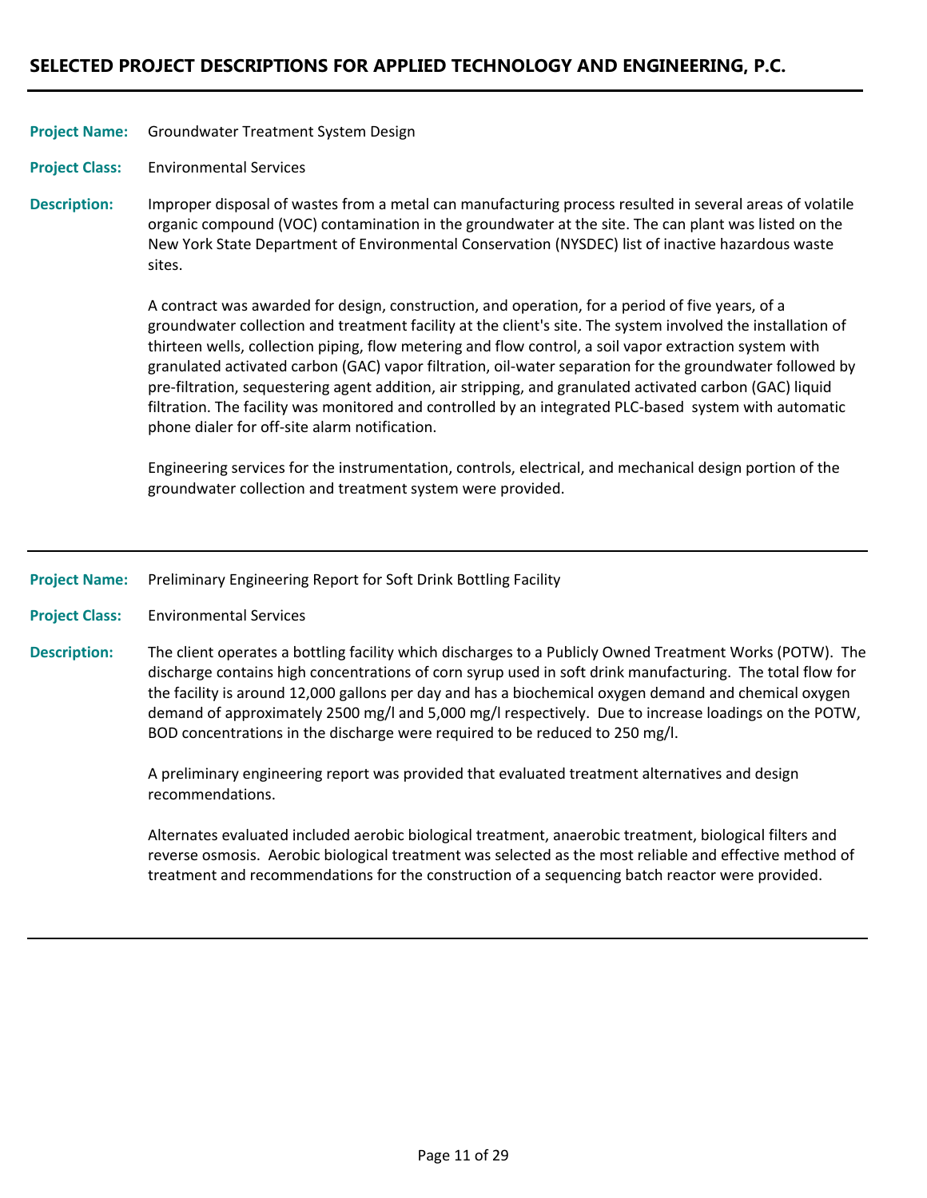## SELECTED PROJECT DESCRIPTIONS FOR APPLIED TECHNOLOGY AND ENGINEERING, P.C.

---

**Project Name:** Groundwater Treatment System Design

**Project Class:** Environmental Services

**Description:** Improper disposal of wastes from a metal can manufacturing process resulted in several areas of volatile organic compound (VOC) contamination in the groundwater at the site. The can plant was listed on the New York State Department of Environmental Conservation (NYSDEC) list of inactive hazardous waste sites.

A contract was awarded for design, construction, and operation, for a period of five years, of a groundwater collection and treatment facility at the client's site. The system involved the installation of thirteen wells, collection piping, flow metering and flow control, a soil vapor extraction system with granulated activated carbon (GAC) vapor filtration, oil-water separation for the groundwater followed by pre-filtration, sequestering agent addition, air stripping, and granulated activated carbon (GAC) liquid filtration. The facility was monitored and controlled by an integrated PLC-based system with automatic phone dialer for off-site alarm notification.

Engineering services for the instrumentation, controls, electrical, and mechanical design portion of the groundwater collection and treatment system were provided.

---

**Project Name:** Preliminary Engineering Report for Soft Drink Bottling Facility

**Project Class:** Environmental Services

**Description:** The client operates a bottling facility which discharges to a Publicly Owned Treatment Works (POTW). The discharge contains high concentrations of corn syrup used in soft drink manufacturing. The total flow for the facility is around 12,000 gallons per day and has a biochemical oxygen demand and chemical oxygen demand of approximately 2500 mg/l and 5,000 mg/l respectively. Due to increase loadings on the POTW, BOD concentrations in the discharge were required to be reduced to 250 mg/l.

A preliminary engineering report was provided that evaluated treatment alternatives and design recommendations.

Alternates evaluated included aerobic biological treatment, anaerobic treatment, biological filters and reverse osmosis. Aerobic biological treatment was selected as the most reliable and effective method of treatment and recommendations for the construction of a sequencing batch reactor were provided.

---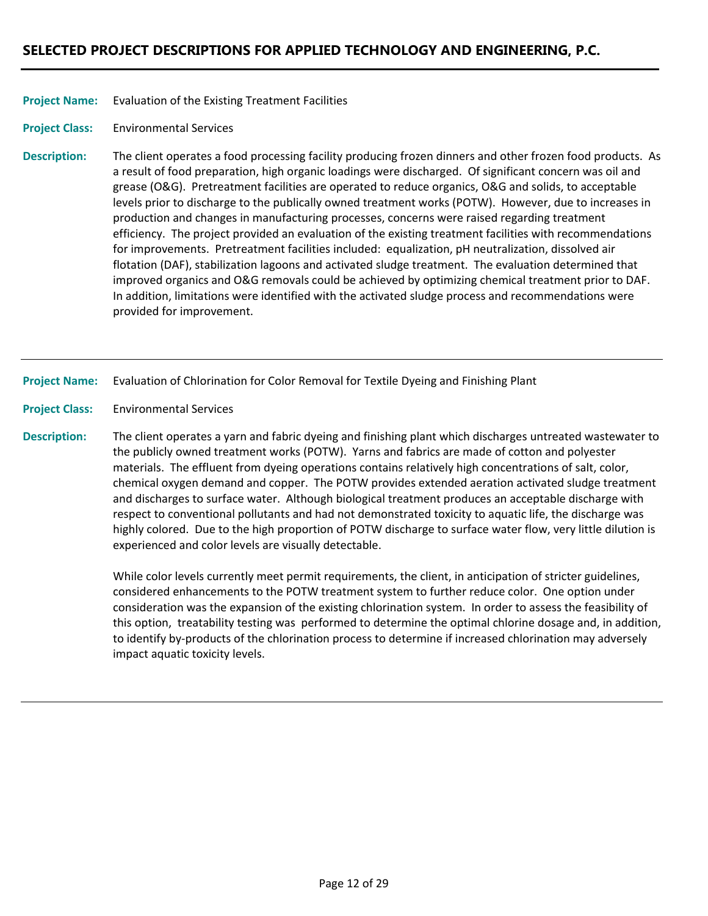## SELECTED PROJECT DESCRIPTIONS FOR APPLIED TECHNOLOGY AND ENGINEERING, P.C.

---

**Project Name:** Evaluation of the Existing Treatment Facilities

**Project Class:** Environmental Services

**Description:** The client operates a food processing facility producing frozen dinners and other frozen food products. As a result of food preparation, high organic loadings were discharged. Of significant concern was oil and grease (O&G). Pretreatment facilities are operated to reduce organics, O&G and solids, to acceptable levels prior to discharge to the publically owned treatment works (POTW). However, due to increases in production and changes in manufacturing processes, concerns were raised regarding treatment efficiency. The project provided an evaluation of the existing treatment facilities with recommendations for improvements. Pretreatment facilities included: equalization, pH neutralization, dissolved air flotation (DAF), stabilization lagoons and activated sludge treatment. The evaluation determined that improved organics and O&G removals could be achieved by optimizing chemical treatment prior to DAF. In addition, limitations were identified with the activated sludge process and recommendations were provided for improvement.

---

**Project Name:** Evaluation of Chlorination for Color Removal for Textile Dyeing and Finishing Plant

**Project Class:** Environmental Services

**Description:** The client operates a yarn and fabric dyeing and finishing plant which discharges untreated wastewater to the publicly owned treatment works (POTW). Yarns and fabrics are made of cotton and polyester materials. The effluent from dyeing operations contains relatively high concentrations of salt, color, chemical oxygen demand and copper. The POTW provides extended aeration activated sludge treatment and discharges to surface water. Although biological treatment produces an acceptable discharge with respect to conventional pollutants and had not demonstrated toxicity to aquatic life, the discharge was highly colored. Due to the high proportion of POTW discharge to surface water flow, very little dilution is experienced and color levels are visually detectable.

While color levels currently meet permit requirements, the client, in anticipation of stricter guidelines, considered enhancements to the POTW treatment system to further reduce color. One option under consideration was the expansion of the existing chlorination system. In order to assess the feasibility of this option, treatability testing was performed to determine the optimal chlorine dosage and, in addition, to identify by-products of the chlorination process to determine if increased chlorination may adversely impact aquatic toxicity levels.

---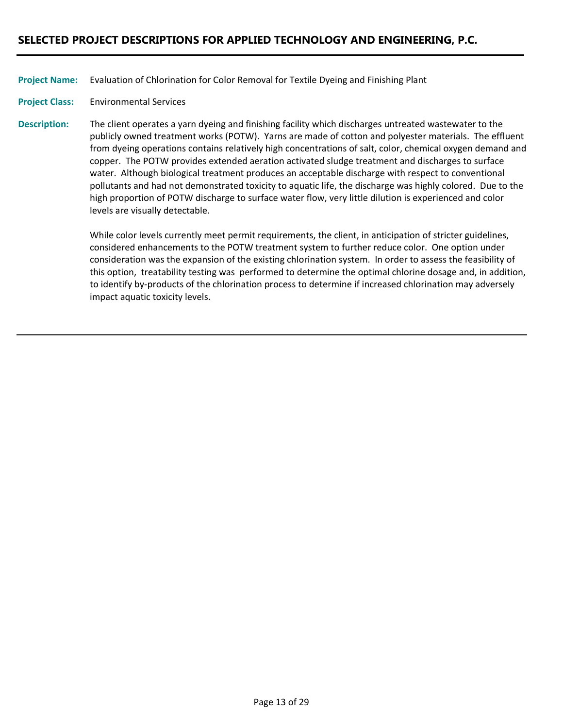## SELECTED PROJECT DESCRIPTIONS FOR APPLIED TECHNOLOGY AND ENGINEERING, P.C.

**Project Name:** Evaluation of Chlorination for Color Removal for Textile Dyeing and Finishing Plant

**Project Class:** Environmental Services

**Description:** The client operates a yarn dyeing and finishing facility which discharges untreated wastewater to the publicly owned treatment works (POTW). Yarns are made of cotton and polyester materials. The effluent from dyeing operations contains relatively high concentrations of salt, color, chemical oxygen demand and copper. The POTW provides extended aeration activated sludge treatment and discharges to surface water. Although biological treatment produces an acceptable discharge with respect to conventional pollutants and had not demonstrated toxicity to aquatic life, the discharge was highly colored. Due to the high proportion of POTW discharge to surface water flow, very little dilution is experienced and color levels are visually detectable.

While color levels currently meet permit requirements, the client, in anticipation of stricter guidelines, considered enhancements to the POTW treatment system to further reduce color. One option under consideration was the expansion of the existing chlorination system. In order to assess the feasibility of this option, treatability testing was performed to determine the optimal chlorine dosage and, in addition, to identify by-products of the chlorination process to determine if increased chlorination may adversely impact aquatic toxicity levels.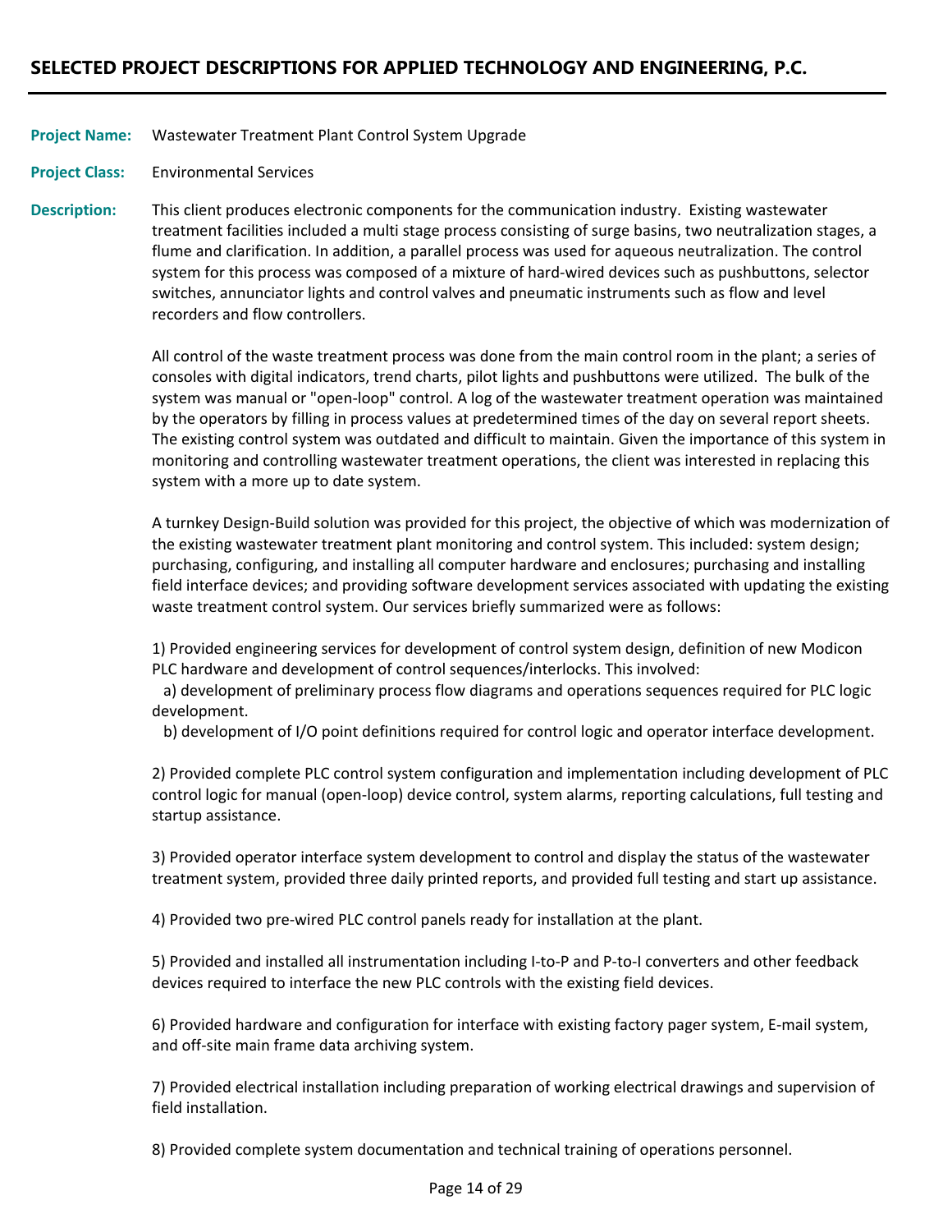## SELECTED PROJECT DESCRIPTIONS FOR APPLIED TECHNOLOGY AND ENGINEERING, P.C.

**Project Name:** Wastewater Treatment Plant Control System Upgrade

**Project Class:** Environmental Services

**Description:** This client produces electronic components for the communication industry. Existing wastewater treatment facilities included a multi stage process consisting of surge basins, two neutralization stages, a flume and clarification. In addition, a parallel process was used for aqueous neutralization. The control system for this process was composed of a mixture of hard-wired devices such as pushbuttons, selector switches, annunciator lights and control valves and pneumatic instruments such as flow and level recorders and flow controllers.

All control of the waste treatment process was done from the main control room in the plant; a series of consoles with digital indicators, trend charts, pilot lights and pushbuttons were utilized. The bulk of the system was manual or "open-loop" control. A log of the wastewater treatment operation was maintained by the operators by filling in process values at predetermined times of the day on several report sheets. The existing control system was outdated and difficult to maintain. Given the importance of this system in monitoring and controlling wastewater treatment operations, the client was interested in replacing this system with a more up to date system.

A turnkey Design-Build solution was provided for this project, the objective of which was modernization of the existing wastewater treatment plant monitoring and control system. This included: system design; purchasing, configuring, and installing all computer hardware and enclosures; purchasing and installing field interface devices; and providing software development services associated with updating the existing waste treatment control system. Our services briefly summarized were as follows:

1) Provided engineering services for development of control system design, definition of new Modicon PLC hardware and development of control sequences/interlocks. This involved:
   a) development of preliminary process flow diagrams and operations sequences required for PLC logic development.
   b) development of I/O point definitions required for control logic and operator interface development.

2) Provided complete PLC control system configuration and implementation including development of PLC control logic for manual (open-loop) device control, system alarms, reporting calculations, full testing and startup assistance.

3) Provided operator interface system development to control and display the status of the wastewater treatment system, provided three daily printed reports, and provided full testing and start up assistance.

4) Provided two pre-wired PLC control panels ready for installation at the plant.

5) Provided and installed all instrumentation including I-to-P and P-to-I converters and other feedback devices required to interface the new PLC controls with the existing field devices.

6) Provided hardware and configuration for interface with existing factory pager system, E-mail system, and off-site main frame data archiving system.

7) Provided electrical installation including preparation of working electrical drawings and supervision of field installation.

8) Provided complete system documentation and technical training of operations personnel.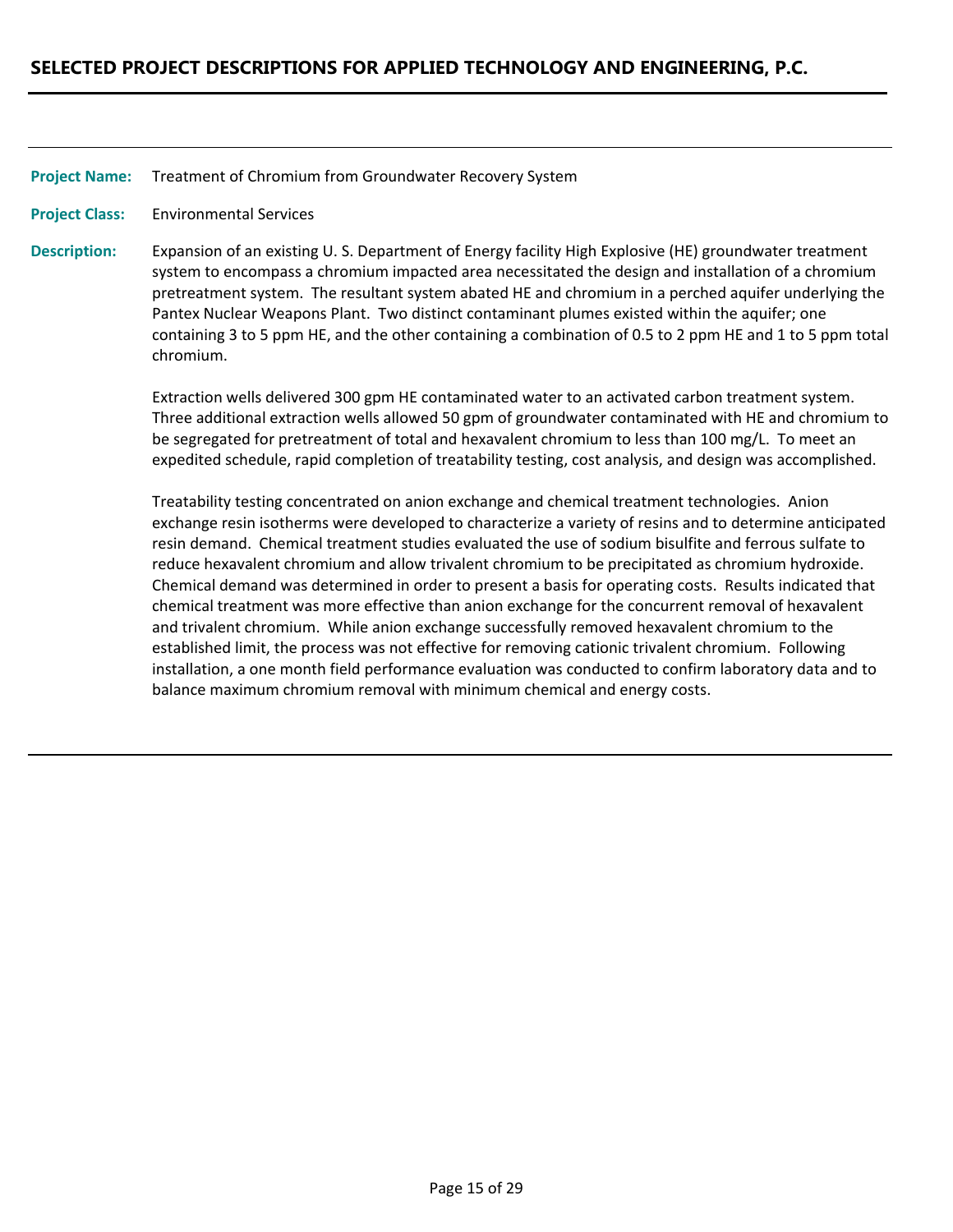## SELECTED PROJECT DESCRIPTIONS FOR APPLIED TECHNOLOGY AND ENGINEERING, P.C.

---

**Project Name:** Treatment of Chromium from Groundwater Recovery System

**Project Class:** Environmental Services

**Description:** Expansion of an existing U. S. Department of Energy facility High Explosive (HE) groundwater treatment system to encompass a chromium impacted area necessitated the design and installation of a chromium pretreatment system. The resultant system abated HE and chromium in a perched aquifer underlying the Pantex Nuclear Weapons Plant. Two distinct contaminant plumes existed within the aquifer; one containing 3 to 5 ppm HE, and the other containing a combination of 0.5 to 2 ppm HE and 1 to 5 ppm total chromium.

Extraction wells delivered 300 gpm HE contaminated water to an activated carbon treatment system. Three additional extraction wells allowed 50 gpm of groundwater contaminated with HE and chromium to be segregated for pretreatment of total and hexavalent chromium to less than 100 mg/L. To meet an expedited schedule, rapid completion of treatability testing, cost analysis, and design was accomplished.

Treatability testing concentrated on anion exchange and chemical treatment technologies. Anion exchange resin isotherms were developed to characterize a variety of resins and to determine anticipated resin demand. Chemical treatment studies evaluated the use of sodium bisulfite and ferrous sulfate to reduce hexavalent chromium and allow trivalent chromium to be precipitated as chromium hydroxide. Chemical demand was determined in order to present a basis for operating costs. Results indicated that chemical treatment was more effective than anion exchange for the concurrent removal of hexavalent and trivalent chromium. While anion exchange successfully removed hexavalent chromium to the established limit, the process was not effective for removing cationic trivalent chromium. Following installation, a one month field performance evaluation was conducted to confirm laboratory data and to balance maximum chromium removal with minimum chemical and energy costs.

---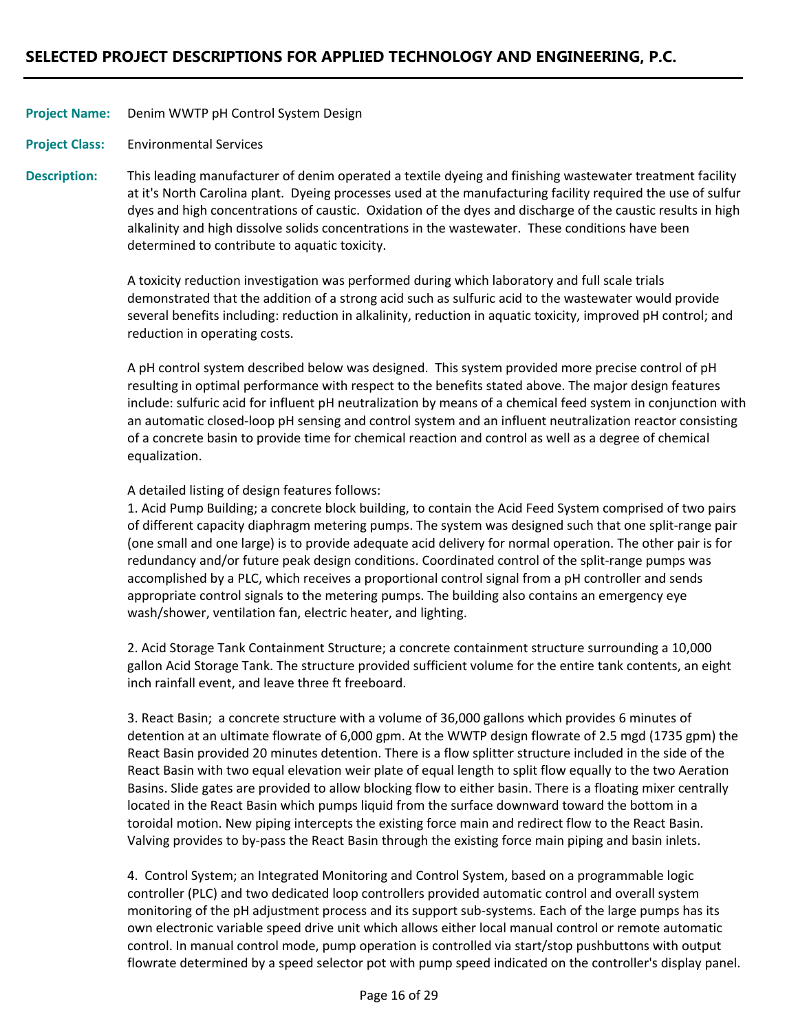## SELECTED PROJECT DESCRIPTIONS FOR APPLIED TECHNOLOGY AND ENGINEERING, P.C.

**Project Name:** Denim WWTP pH Control System Design

**Project Class:** Environmental Services

**Description:** This leading manufacturer of denim operated a textile dyeing and finishing wastewater treatment facility at it's North Carolina plant. Dyeing processes used at the manufacturing facility required the use of sulfur dyes and high concentrations of caustic. Oxidation of the dyes and discharge of the caustic results in high alkalinity and high dissolve solids concentrations in the wastewater. These conditions have been determined to contribute to aquatic toxicity.

A toxicity reduction investigation was performed during which laboratory and full scale trials demonstrated that the addition of a strong acid such as sulfuric acid to the wastewater would provide several benefits including: reduction in alkalinity, reduction in aquatic toxicity, improved pH control; and reduction in operating costs.

A pH control system described below was designed. This system provided more precise control of pH resulting in optimal performance with respect to the benefits stated above. The major design features include: sulfuric acid for influent pH neutralization by means of a chemical feed system in conjunction with an automatic closed-loop pH sensing and control system and an influent neutralization reactor consisting of a concrete basin to provide time for chemical reaction and control as well as a degree of chemical equalization.

A detailed listing of design features follows:

1. Acid Pump Building; a concrete block building, to contain the Acid Feed System comprised of two pairs of different capacity diaphragm metering pumps. The system was designed such that one split-range pair (one small and one large) is to provide adequate acid delivery for normal operation. The other pair is for redundancy and/or future peak design conditions. Coordinated control of the split-range pumps was accomplished by a PLC, which receives a proportional control signal from a pH controller and sends appropriate control signals to the metering pumps. The building also contains an emergency eye wash/shower, ventilation fan, electric heater, and lighting.

2. Acid Storage Tank Containment Structure; a concrete containment structure surrounding a 10,000 gallon Acid Storage Tank. The structure provided sufficient volume for the entire tank contents, an eight inch rainfall event, and leave three ft freeboard.

3. React Basin; a concrete structure with a volume of 36,000 gallons which provides 6 minutes of detention at an ultimate flowrate of 6,000 gpm. At the WWTP design flowrate of 2.5 mgd (1735 gpm) the React Basin provided 20 minutes detention. There is a flow splitter structure included in the side of the React Basin with two equal elevation weir plate of equal length to split flow equally to the two Aeration Basins. Slide gates are provided to allow blocking flow to either basin. There is a floating mixer centrally located in the React Basin which pumps liquid from the surface downward toward the bottom in a toroidal motion. New piping intercepts the existing force main and redirect flow to the React Basin. Valving provides to by-pass the React Basin through the existing force main piping and basin inlets.

4. Control System; an Integrated Monitoring and Control System, based on a programmable logic controller (PLC) and two dedicated loop controllers provided automatic control and overall system monitoring of the pH adjustment process and its support sub-systems. Each of the large pumps has its own electronic variable speed drive unit which allows either local manual control or remote automatic control. In manual control mode, pump operation is controlled via start/stop pushbuttons with output flowrate determined by a speed selector pot with pump speed indicated on the controller's display panel.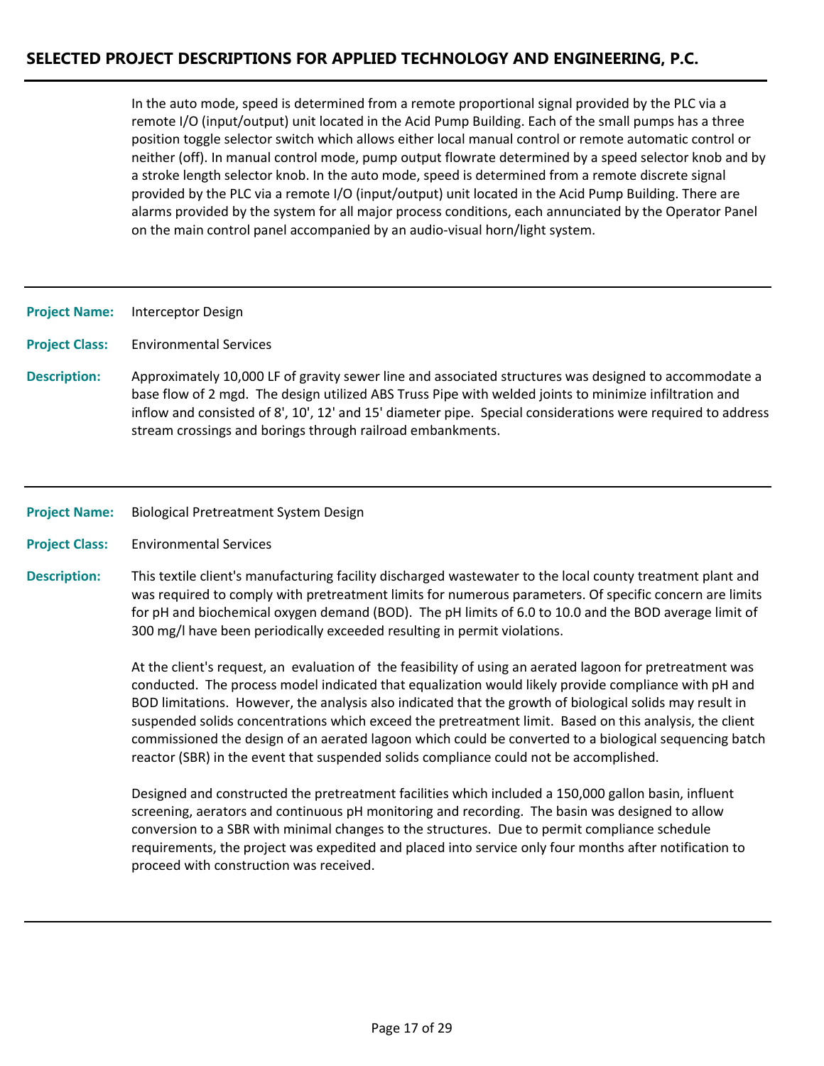In the auto mode, speed is determined from a remote proportional signal provided by the PLC via a remote I/O (input/output) unit located in the Acid Pump Building. Each of the small pumps has a three position toggle selector switch which allows either local manual control or remote automatic control or neither (off). In manual control mode, pump output flowrate determined by a speed selector knob and by a stroke length selector knob. In the auto mode, speed is determined from a remote discrete signal provided by the PLC via a remote I/O (input/output) unit located in the Acid Pump Building. There are alarms provided by the system for all major process conditions, each annunciated by the Operator Panel on the main control panel accompanied by an audio-visual horn/light system.

---

**Project Name:** Interceptor Design

**Project Class:** Environmental Services

**Description:** Approximately 10,000 LF of gravity sewer line and associated structures was designed to accommodate a base flow of 2 mgd. The design utilized ABS Truss Pipe with welded joints to minimize infiltration and inflow and consisted of 8', 10', 12' and 15' diameter pipe. Special considerations were required to address stream crossings and borings through railroad embankments.

---

**Project Name:** Biological Pretreatment System Design

**Project Class:** Environmental Services

**Description:** This textile client's manufacturing facility discharged wastewater to the local county treatment plant and was required to comply with pretreatment limits for numerous parameters. Of specific concern are limits for pH and biochemical oxygen demand (BOD). The pH limits of 6.0 to 10.0 and the BOD average limit of 300 mg/l have been periodically exceeded resulting in permit violations.

At the client's request, an evaluation of the feasibility of using an aerated lagoon for pretreatment was conducted. The process model indicated that equalization would likely provide compliance with pH and BOD limitations. However, the analysis also indicated that the growth of biological solids may result in suspended solids concentrations which exceed the pretreatment limit. Based on this analysis, the client commissioned the design of an aerated lagoon which could be converted to a biological sequencing batch reactor (SBR) in the event that suspended solids compliance could not be accomplished.

Designed and constructed the pretreatment facilities which included a 150,000 gallon basin, influent screening, aerators and continuous pH monitoring and recording. The basin was designed to allow conversion to a SBR with minimal changes to the structures. Due to permit compliance schedule requirements, the project was expedited and placed into service only four months after notification to proceed with construction was received.

---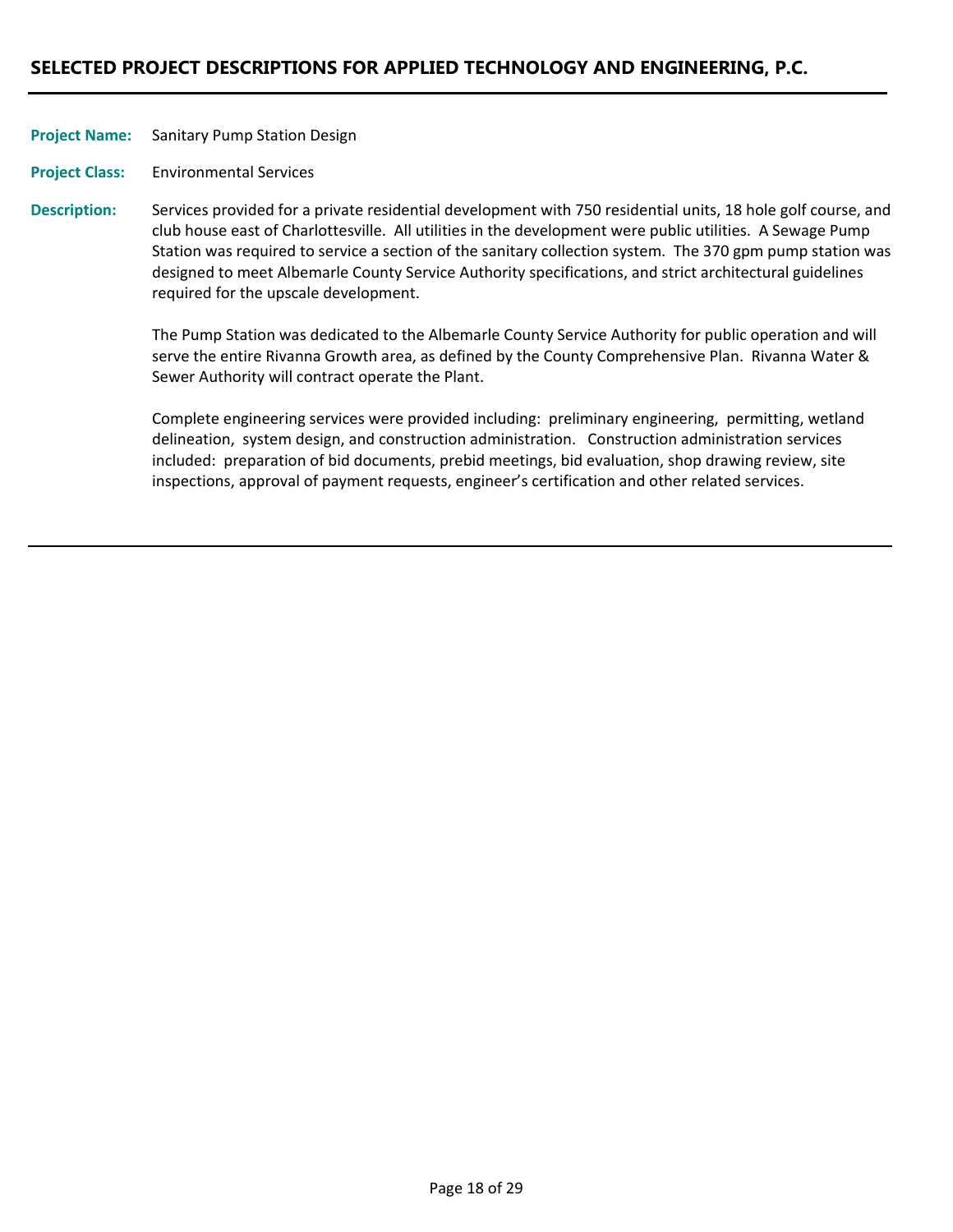## SELECTED PROJECT DESCRIPTIONS FOR APPLIED TECHNOLOGY AND ENGINEERING, P.C.

**Project Name:** Sanitary Pump Station Design

**Project Class:** Environmental Services

**Description:** Services provided for a private residential development with 750 residential units, 18 hole golf course, and club house east of Charlottesville. All utilities in the development were public utilities. A Sewage Pump Station was required to service a section of the sanitary collection system. The 370 gpm pump station was designed to meet Albemarle County Service Authority specifications, and strict architectural guidelines required for the upscale development.

The Pump Station was dedicated to the Albemarle County Service Authority for public operation and will serve the entire Rivanna Growth area, as defined by the County Comprehensive Plan. Rivanna Water & Sewer Authority will contract operate the Plant.

Complete engineering services were provided including: preliminary engineering, permitting, wetland delineation, system design, and construction administration. Construction administration services included: preparation of bid documents, prebid meetings, bid evaluation, shop drawing review, site inspections, approval of payment requests, engineer's certification and other related services.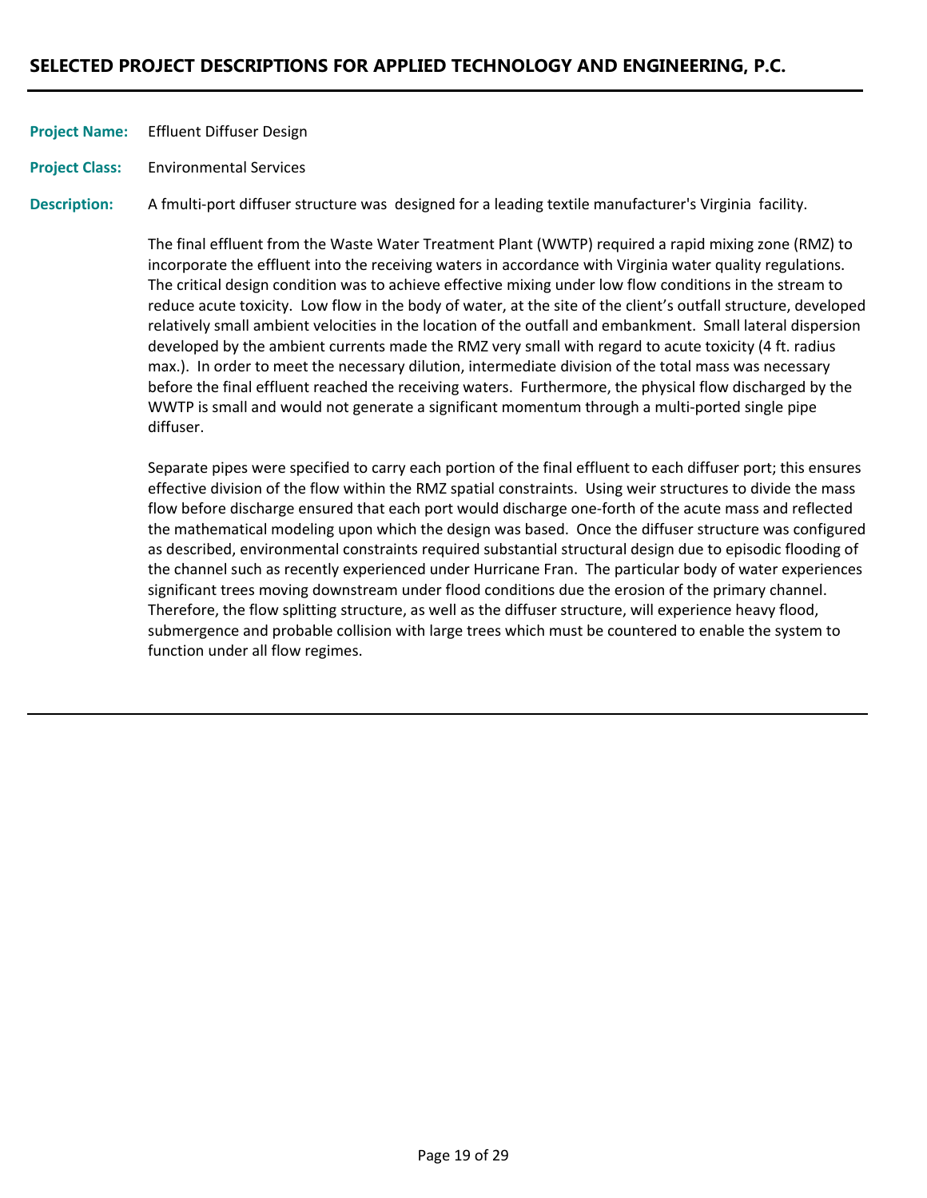## SELECTED PROJECT DESCRIPTIONS FOR APPLIED TECHNOLOGY AND ENGINEERING, P.C.

**Project Name:** Effluent Diffuser Design

**Project Class:** Environmental Services

**Description:** A fmulti-port diffuser structure was designed for a leading textile manufacturer's Virginia facility.

The final effluent from the Waste Water Treatment Plant (WWTP) required a rapid mixing zone (RMZ) to incorporate the effluent into the receiving waters in accordance with Virginia water quality regulations. The critical design condition was to achieve effective mixing under low flow conditions in the stream to reduce acute toxicity. Low flow in the body of water, at the site of the client's outfall structure, developed relatively small ambient velocities in the location of the outfall and embankment. Small lateral dispersion developed by the ambient currents made the RMZ very small with regard to acute toxicity (4 ft. radius max.). In order to meet the necessary dilution, intermediate division of the total mass was necessary before the final effluent reached the receiving waters. Furthermore, the physical flow discharged by the WWTP is small and would not generate a significant momentum through a multi-ported single pipe diffuser.

Separate pipes were specified to carry each portion of the final effluent to each diffuser port; this ensures effective division of the flow within the RMZ spatial constraints. Using weir structures to divide the mass flow before discharge ensured that each port would discharge one-forth of the acute mass and reflected the mathematical modeling upon which the design was based. Once the diffuser structure was configured as described, environmental constraints required substantial structural design due to episodic flooding of the channel such as recently experienced under Hurricane Fran. The particular body of water experiences significant trees moving downstream under flood conditions due the erosion of the primary channel. Therefore, the flow splitting structure, as well as the diffuser structure, will experience heavy flood, submergence and probable collision with large trees which must be countered to enable the system to function under all flow regimes.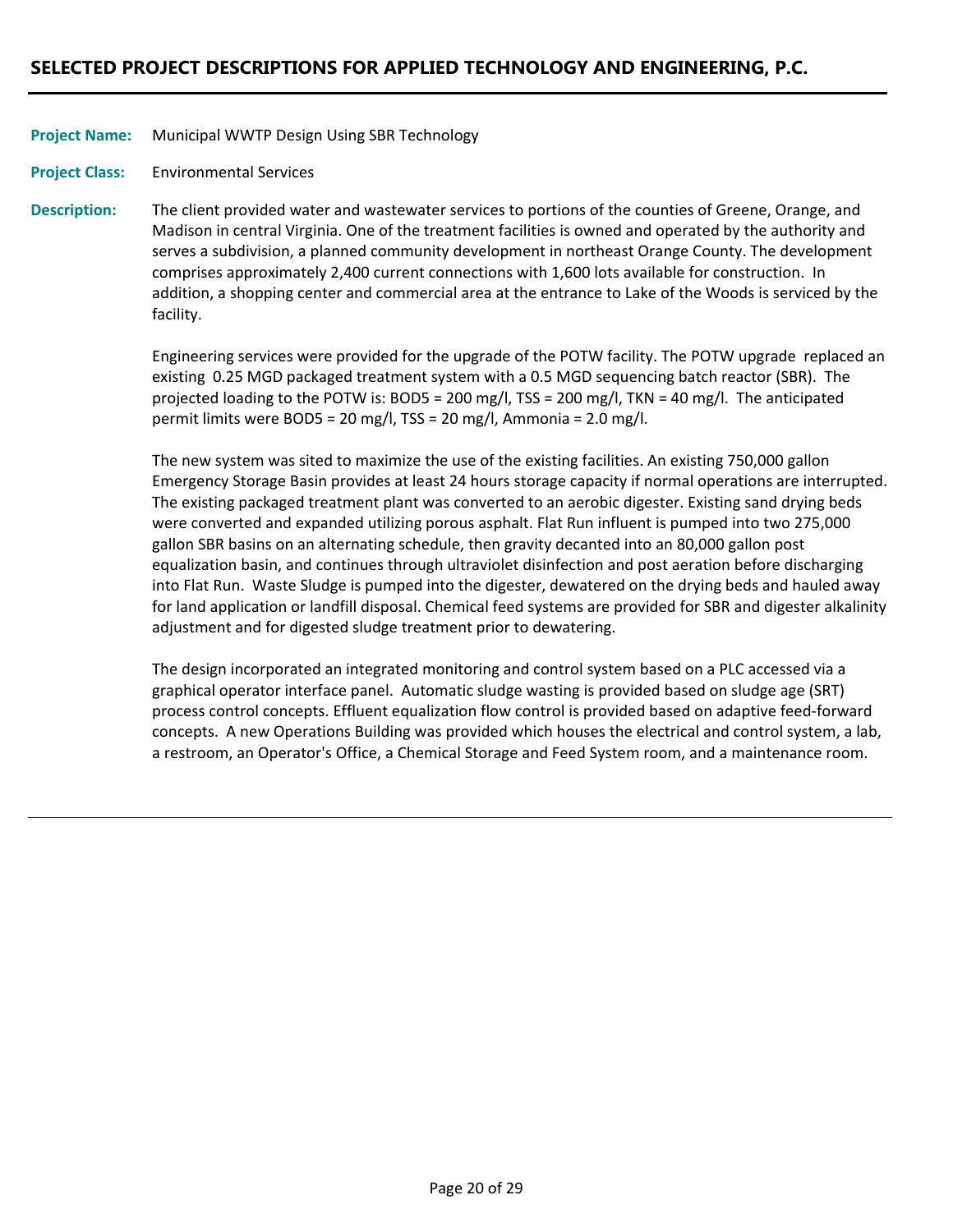## SELECTED PROJECT DESCRIPTIONS FOR APPLIED TECHNOLOGY AND ENGINEERING, P.C.

**Project Name:** Municipal WWTP Design Using SBR Technology

**Project Class:** Environmental Services

**Description:** The client provided water and wastewater services to portions of the counties of Greene, Orange, and Madison in central Virginia. One of the treatment facilities is owned and operated by the authority and serves a subdivision, a planned community development in northeast Orange County. The development comprises approximately 2,400 current connections with 1,600 lots available for construction. In addition, a shopping center and commercial area at the entrance to Lake of the Woods is serviced by the facility.

Engineering services were provided for the upgrade of the POTW facility. The POTW upgrade replaced an existing 0.25 MGD packaged treatment system with a 0.5 MGD sequencing batch reactor (SBR). The projected loading to the POTW is: BOD5 = 200 mg/l, TSS = 200 mg/l, TKN = 40 mg/l. The anticipated permit limits were BOD5 = 20 mg/l, TSS = 20 mg/l, Ammonia = 2.0 mg/l.

The new system was sited to maximize the use of the existing facilities. An existing 750,000 gallon Emergency Storage Basin provides at least 24 hours storage capacity if normal operations are interrupted. The existing packaged treatment plant was converted to an aerobic digester. Existing sand drying beds were converted and expanded utilizing porous asphalt. Flat Run influent is pumped into two 275,000 gallon SBR basins on an alternating schedule, then gravity decanted into an 80,000 gallon post equalization basin, and continues through ultraviolet disinfection and post aeration before discharging into Flat Run. Waste Sludge is pumped into the digester, dewatered on the drying beds and hauled away for land application or landfill disposal. Chemical feed systems are provided for SBR and digester alkalinity adjustment and for digested sludge treatment prior to dewatering.

The design incorporated an integrated monitoring and control system based on a PLC accessed via a graphical operator interface panel. Automatic sludge wasting is provided based on sludge age (SRT) process control concepts. Effluent equalization flow control is provided based on adaptive feed-forward concepts. A new Operations Building was provided which houses the electrical and control system, a lab, a restroom, an Operator's Office, a Chemical Storage and Feed System room, and a maintenance room.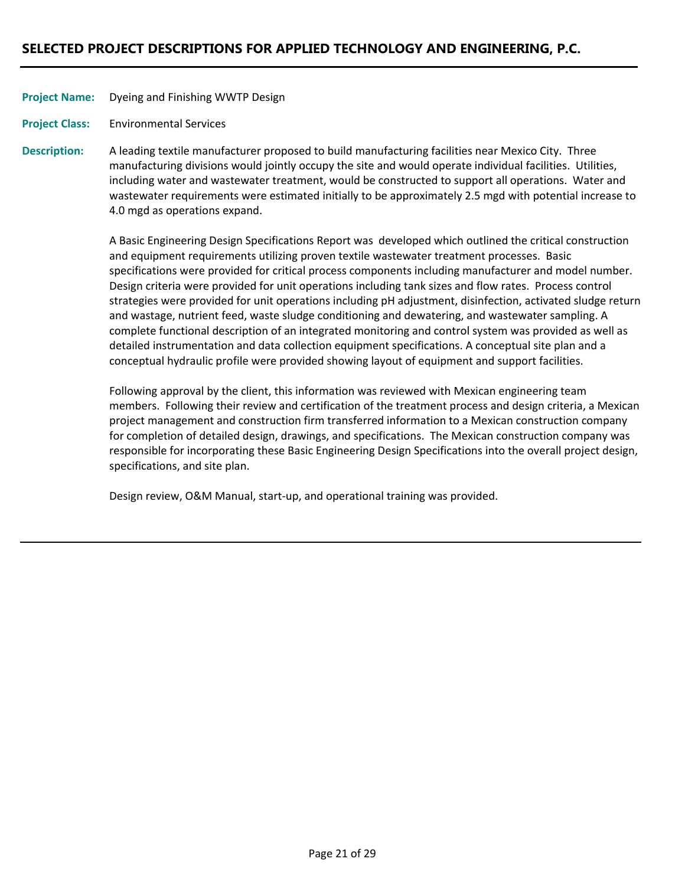## SELECTED PROJECT DESCRIPTIONS FOR APPLIED TECHNOLOGY AND ENGINEERING, P.C.

---

**Project Name:** Dyeing and Finishing WWTP Design

**Project Class:** Environmental Services

**Description:** A leading textile manufacturer proposed to build manufacturing facilities near Mexico City. Three manufacturing divisions would jointly occupy the site and would operate individual facilities. Utilities, including water and wastewater treatment, would be constructed to support all operations. Water and wastewater requirements were estimated initially to be approximately 2.5 mgd with potential increase to 4.0 mgd as operations expand.

A Basic Engineering Design Specifications Report was developed which outlined the critical construction and equipment requirements utilizing proven textile wastewater treatment processes. Basic specifications were provided for critical process components including manufacturer and model number. Design criteria were provided for unit operations including tank sizes and flow rates. Process control strategies were provided for unit operations including pH adjustment, disinfection, activated sludge return and wastage, nutrient feed, waste sludge conditioning and dewatering, and wastewater sampling. A complete functional description of an integrated monitoring and control system was provided as well as detailed instrumentation and data collection equipment specifications. A conceptual site plan and a conceptual hydraulic profile were provided showing layout of equipment and support facilities.

Following approval by the client, this information was reviewed with Mexican engineering team members. Following their review and certification of the treatment process and design criteria, a Mexican project management and construction firm transferred information to a Mexican construction company for completion of detailed design, drawings, and specifications. The Mexican construction company was responsible for incorporating these Basic Engineering Design Specifications into the overall project design, specifications, and site plan.

Design review, O&M Manual, start-up, and operational training was provided.

---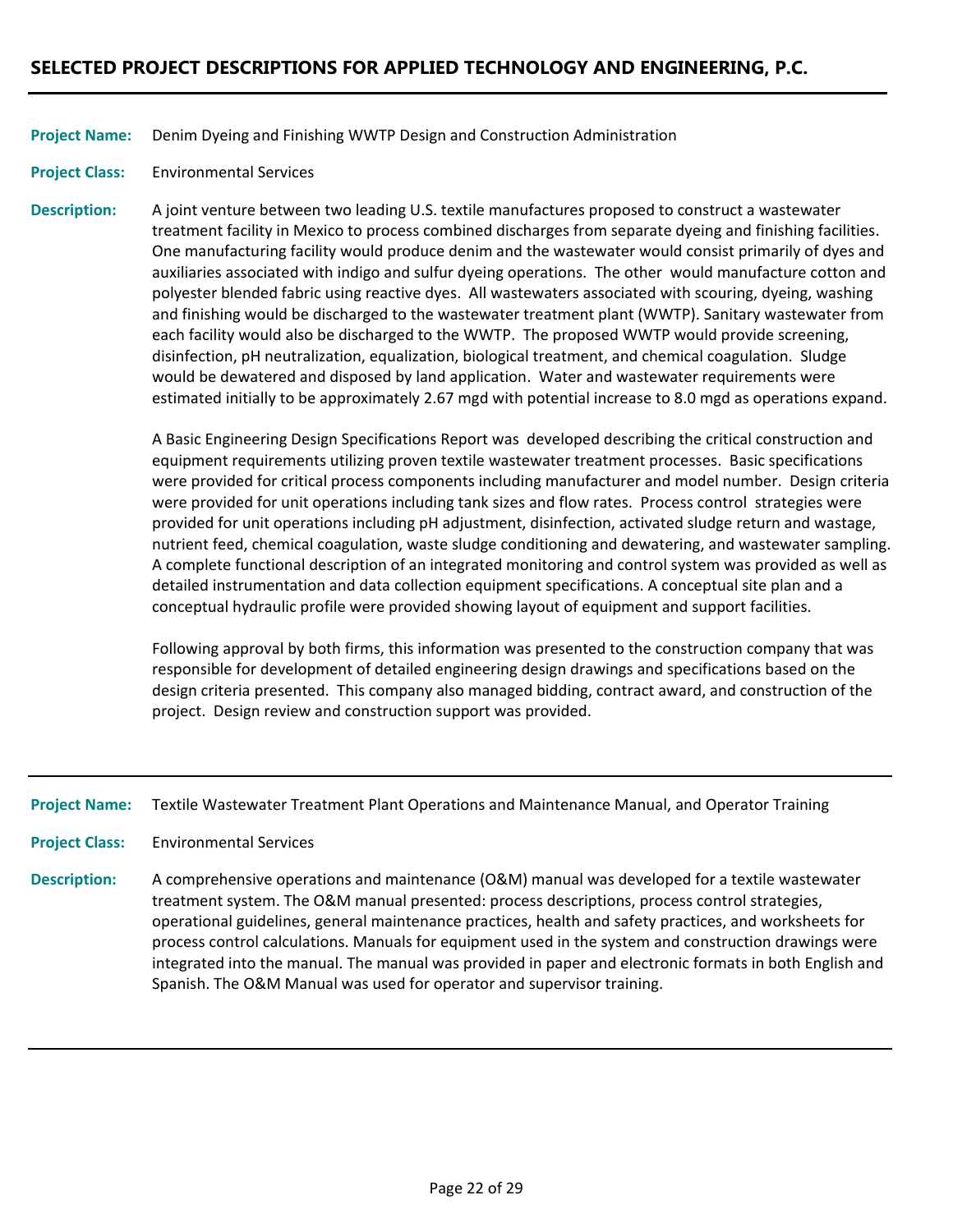## SELECTED PROJECT DESCRIPTIONS FOR APPLIED TECHNOLOGY AND ENGINEERING, P.C.

---

**Project Name:** Denim Dyeing and Finishing WWTP Design and Construction Administration

**Project Class:** Environmental Services

**Description:** A joint venture between two leading U.S. textile manufactures proposed to construct a wastewater treatment facility in Mexico to process combined discharges from separate dyeing and finishing facilities. One manufacturing facility would produce denim and the wastewater would consist primarily of dyes and auxiliaries associated with indigo and sulfur dyeing operations. The other would manufacture cotton and polyester blended fabric using reactive dyes. All wastewaters associated with scouring, dyeing, washing and finishing would be discharged to the wastewater treatment plant (WWTP). Sanitary wastewater from each facility would also be discharged to the WWTP. The proposed WWTP would provide screening, disinfection, pH neutralization, equalization, biological treatment, and chemical coagulation. Sludge would be dewatered and disposed by land application. Water and wastewater requirements were estimated initially to be approximately 2.67 mgd with potential increase to 8.0 mgd as operations expand.

A Basic Engineering Design Specifications Report was developed describing the critical construction and equipment requirements utilizing proven textile wastewater treatment processes. Basic specifications were provided for critical process components including manufacturer and model number. Design criteria were provided for unit operations including tank sizes and flow rates. Process control strategies were provided for unit operations including pH adjustment, disinfection, activated sludge return and wastage, nutrient feed, chemical coagulation, waste sludge conditioning and dewatering, and wastewater sampling. A complete functional description of an integrated monitoring and control system was provided as well as detailed instrumentation and data collection equipment specifications. A conceptual site plan and a conceptual hydraulic profile were provided showing layout of equipment and support facilities.

Following approval by both firms, this information was presented to the construction company that was responsible for development of detailed engineering design drawings and specifications based on the design criteria presented. This company also managed bidding, contract award, and construction of the project. Design review and construction support was provided.

---

**Project Name:** Textile Wastewater Treatment Plant Operations and Maintenance Manual, and Operator Training

**Project Class:** Environmental Services

**Description:** A comprehensive operations and maintenance (O&M) manual was developed for a textile wastewater treatment system. The O&M manual presented: process descriptions, process control strategies, operational guidelines, general maintenance practices, health and safety practices, and worksheets for process control calculations. Manuals for equipment used in the system and construction drawings were integrated into the manual. The manual was provided in paper and electronic formats in both English and Spanish. The O&M Manual was used for operator and supervisor training.

---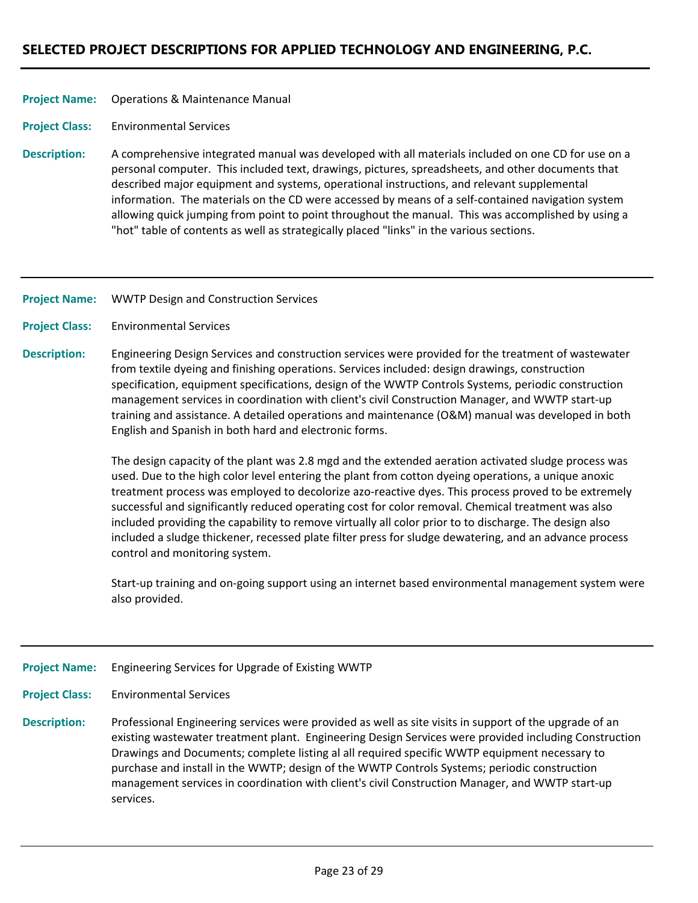## SELECTED PROJECT DESCRIPTIONS FOR APPLIED TECHNOLOGY AND ENGINEERING, P.C.

---

**Project Name:** Operations & Maintenance Manual

**Project Class:** Environmental Services

**Description:** A comprehensive integrated manual was developed with all materials included on one CD for use on a personal computer. This included text, drawings, pictures, spreadsheets, and other documents that described major equipment and systems, operational instructions, and relevant supplemental information. The materials on the CD were accessed by means of a self-contained navigation system allowing quick jumping from point to point throughout the manual. This was accomplished by using a "hot" table of contents as well as strategically placed "links" in the various sections.

---

**Project Name:** WWTP Design and Construction Services

**Project Class:** Environmental Services

**Description:** Engineering Design Services and construction services were provided for the treatment of wastewater from textile dyeing and finishing operations. Services included: design drawings, construction specification, equipment specifications, design of the WWTP Controls Systems, periodic construction management services in coordination with client's civil Construction Manager, and WWTP start-up training and assistance. A detailed operations and maintenance (O&M) manual was developed in both English and Spanish in both hard and electronic forms.

The design capacity of the plant was 2.8 mgd and the extended aeration activated sludge process was used. Due to the high color level entering the plant from cotton dyeing operations, a unique anoxic treatment process was employed to decolorize azo-reactive dyes. This process proved to be extremely successful and significantly reduced operating cost for color removal. Chemical treatment was also included providing the capability to remove virtually all color prior to to discharge. The design also included a sludge thickener, recessed plate filter press for sludge dewatering, and an advance process control and monitoring system.

Start-up training and on-going support using an internet based environmental management system were also provided.

---

**Project Name:** Engineering Services for Upgrade of Existing WWTP

**Project Class:** Environmental Services

**Description:** Professional Engineering services were provided as well as site visits in support of the upgrade of an existing wastewater treatment plant. Engineering Design Services were provided including Construction Drawings and Documents; complete listing al all required specific WWTP equipment necessary to purchase and install in the WWTP; design of the WWTP Controls Systems; periodic construction management services in coordination with client's civil Construction Manager, and WWTP start-up services.

---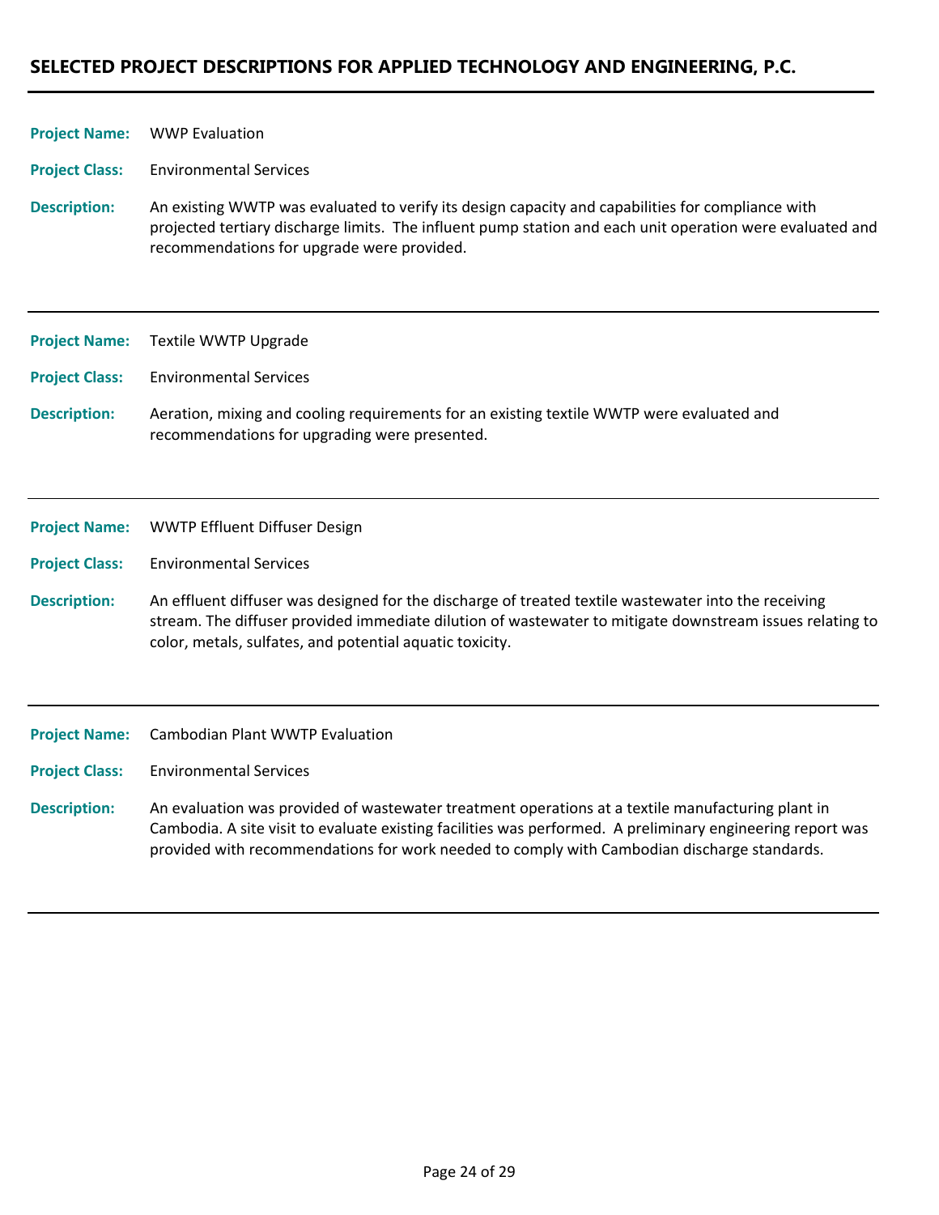## SELECTED PROJECT DESCRIPTIONS FOR APPLIED TECHNOLOGY AND ENGINEERING, P.C.

---

**Project Name:** WWP Evaluation

**Project Class:** Environmental Services

**Description:** An existing WWTP was evaluated to verify its design capacity and capabilities for compliance with projected tertiary discharge limits. The influent pump station and each unit operation were evaluated and recommendations for upgrade were provided.

---

**Project Name:** Textile WWTP Upgrade

**Project Class:** Environmental Services

**Description:** Aeration, mixing and cooling requirements for an existing textile WWTP were evaluated and recommendations for upgrading were presented.

---

**Project Name:** WWTP Effluent Diffuser Design

**Project Class:** Environmental Services

**Description:** An effluent diffuser was designed for the discharge of treated textile wastewater into the receiving stream. The diffuser provided immediate dilution of wastewater to mitigate downstream issues relating to color, metals, sulfates, and potential aquatic toxicity.

---

**Project Name:** Cambodian Plant WWTP Evaluation

**Project Class:** Environmental Services

**Description:** An evaluation was provided of wastewater treatment operations at a textile manufacturing plant in Cambodia. A site visit to evaluate existing facilities was performed. A preliminary engineering report was provided with recommendations for work needed to comply with Cambodian discharge standards.

---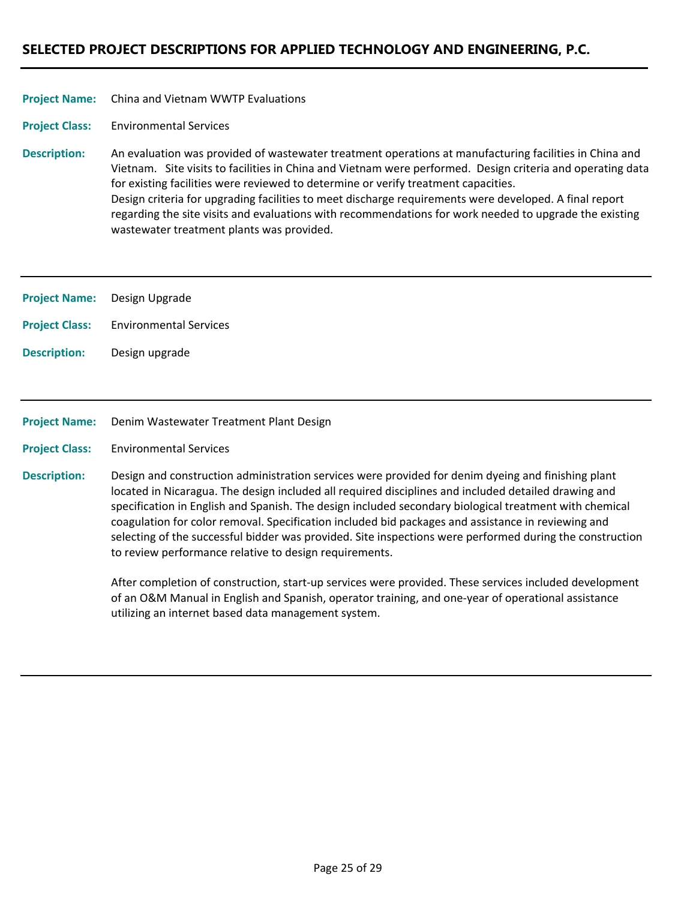## SELECTED PROJECT DESCRIPTIONS FOR APPLIED TECHNOLOGY AND ENGINEERING, P.C.

---

**Project Name:** China and Vietnam WWTP Evaluations

**Project Class:** Environmental Services

**Description:** An evaluation was provided of wastewater treatment operations at manufacturing facilities in China and Vietnam. Site visits to facilities in China and Vietnam were performed. Design criteria and operating data for existing facilities were reviewed to determine or verify treatment capacities.
Design criteria for upgrading facilities to meet discharge requirements were developed. A final report regarding the site visits and evaluations with recommendations for work needed to upgrade the existing wastewater treatment plants was provided.

---

**Project Name:** Design Upgrade

**Project Class:** Environmental Services

**Description:** Design upgrade

---

**Project Name:** Denim Wastewater Treatment Plant Design

**Project Class:** Environmental Services

**Description:** Design and construction administration services were provided for denim dyeing and finishing plant located in Nicaragua. The design included all required disciplines and included detailed drawing and specification in English and Spanish. The design included secondary biological treatment with chemical coagulation for color removal. Specification included bid packages and assistance in reviewing and selecting of the successful bidder was provided. Site inspections were performed during the construction to review performance relative to design requirements.

After completion of construction, start-up services were provided. These services included development of an O&M Manual in English and Spanish, operator training, and one-year of operational assistance utilizing an internet based data management system.

---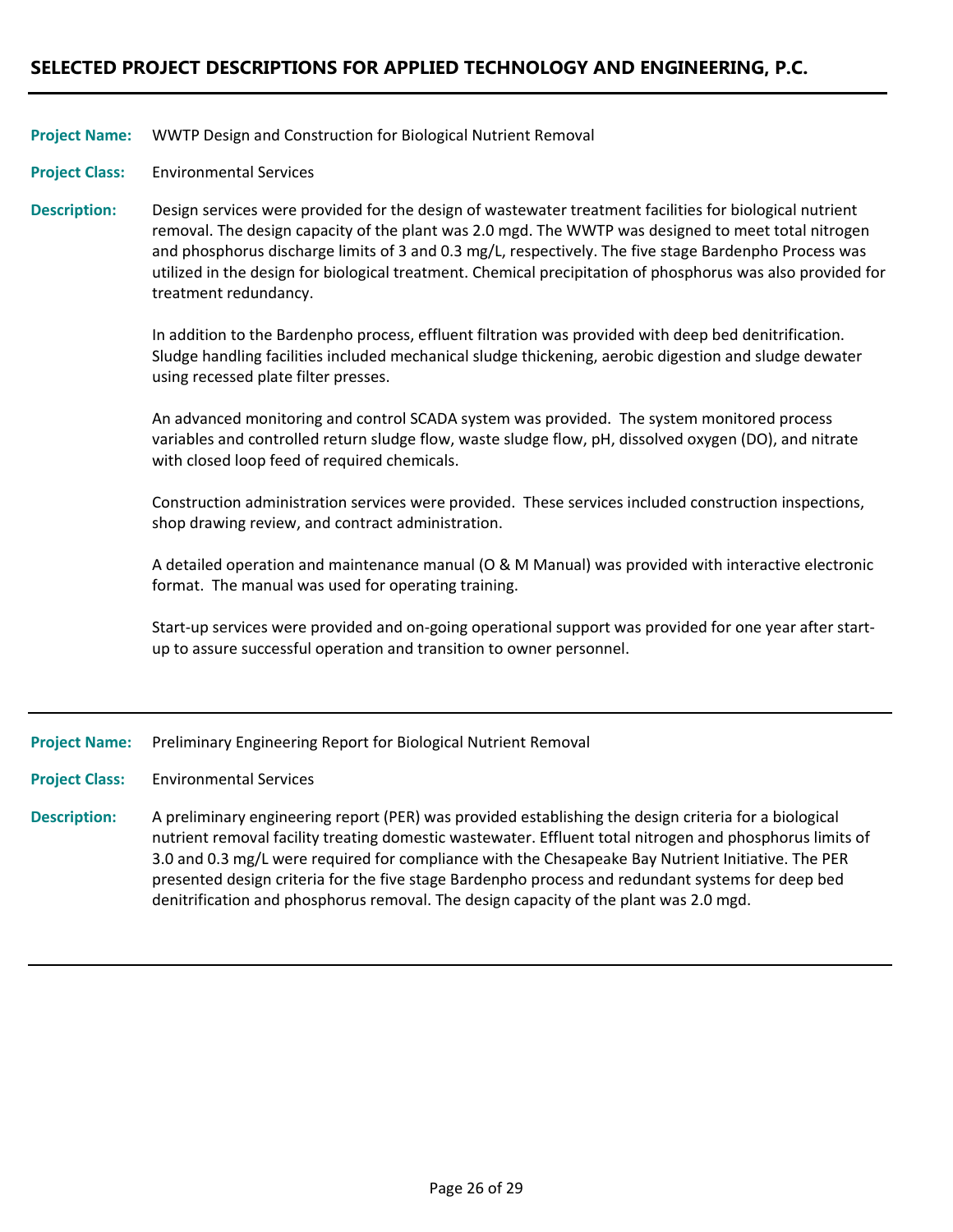## SELECTED PROJECT DESCRIPTIONS FOR APPLIED TECHNOLOGY AND ENGINEERING, P.C.

---

**Project Name:** WWTP Design and Construction for Biological Nutrient Removal

**Project Class:** Environmental Services

**Description:** Design services were provided for the design of wastewater treatment facilities for biological nutrient removal. The design capacity of the plant was 2.0 mgd. The WWTP was designed to meet total nitrogen and phosphorus discharge limits of 3 and 0.3 mg/L, respectively. The five stage Bardenpho Process was utilized in the design for biological treatment. Chemical precipitation of phosphorus was also provided for treatment redundancy.

In addition to the Bardenpho process, effluent filtration was provided with deep bed denitrification. Sludge handling facilities included mechanical sludge thickening, aerobic digestion and sludge dewater using recessed plate filter presses.

An advanced monitoring and control SCADA system was provided. The system monitored process variables and controlled return sludge flow, waste sludge flow, pH, dissolved oxygen (DO), and nitrate with closed loop feed of required chemicals.

Construction administration services were provided. These services included construction inspections, shop drawing review, and contract administration.

A detailed operation and maintenance manual (O & M Manual) was provided with interactive electronic format. The manual was used for operating training.

Start-up services were provided and on-going operational support was provided for one year after start-up to assure successful operation and transition to owner personnel.

---

**Project Name:** Preliminary Engineering Report for Biological Nutrient Removal

**Project Class:** Environmental Services

**Description:** A preliminary engineering report (PER) was provided establishing the design criteria for a biological nutrient removal facility treating domestic wastewater. Effluent total nitrogen and phosphorus limits of 3.0 and 0.3 mg/L were required for compliance with the Chesapeake Bay Nutrient Initiative. The PER presented design criteria for the five stage Bardenpho process and redundant systems for deep bed denitrification and phosphorus removal. The design capacity of the plant was 2.0 mgd.

---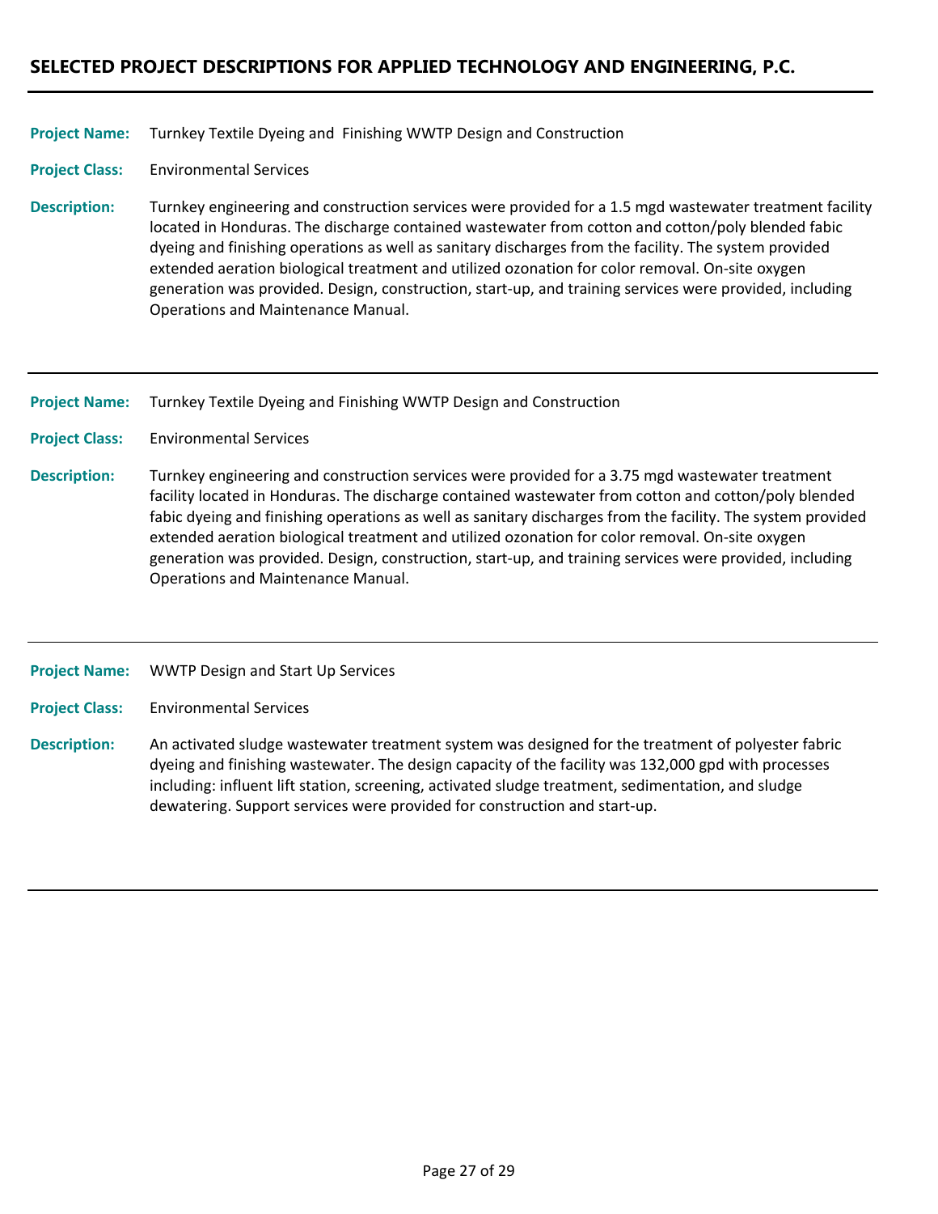## SELECTED PROJECT DESCRIPTIONS FOR APPLIED TECHNOLOGY AND ENGINEERING, P.C.

---

**Project Name:** Turnkey Textile Dyeing and Finishing WWTP Design and Construction

**Project Class:** Environmental Services

**Description:** Turnkey engineering and construction services were provided for a 1.5 mgd wastewater treatment facility located in Honduras. The discharge contained wastewater from cotton and cotton/poly blended fabic dyeing and finishing operations as well as sanitary discharges from the facility. The system provided extended aeration biological treatment and utilized ozonation for color removal. On-site oxygen generation was provided. Design, construction, start-up, and training services were provided, including Operations and Maintenance Manual.

---

**Project Name:** Turnkey Textile Dyeing and Finishing WWTP Design and Construction

**Project Class:** Environmental Services

**Description:** Turnkey engineering and construction services were provided for a 3.75 mgd wastewater treatment facility located in Honduras. The discharge contained wastewater from cotton and cotton/poly blended fabic dyeing and finishing operations as well as sanitary discharges from the facility. The system provided extended aeration biological treatment and utilized ozonation for color removal. On-site oxygen generation was provided. Design, construction, start-up, and training services were provided, including Operations and Maintenance Manual.

---

**Project Name:** WWTP Design and Start Up Services

**Project Class:** Environmental Services

**Description:** An activated sludge wastewater treatment system was designed for the treatment of polyester fabric dyeing and finishing wastewater. The design capacity of the facility was 132,000 gpd with processes including: influent lift station, screening, activated sludge treatment, sedimentation, and sludge dewatering. Support services were provided for construction and start-up.

---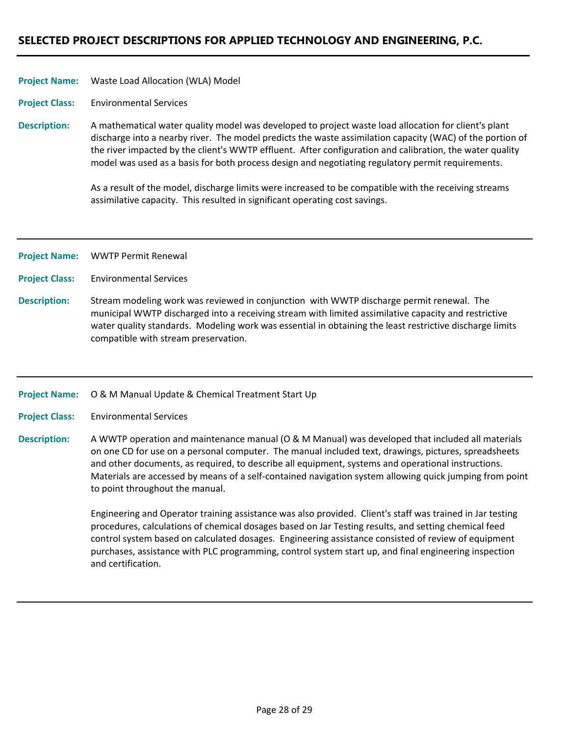# SELECTED PROJECT DESCRIPTIONS FOR APPLIED TECHNOLOGY AND ENGINEERING, P.C.

---

**Project Name:** Waste Load Allocation (WLA) Model

**Project Class:** Environmental Services

**Description:** A mathematical water quality model was developed to project waste load allocation for client's plant discharge into a nearby river. The model predicts the waste assimilation capacity (WAC) of the portion of the river impacted by the client's WWTP effluent. After configuration and calibration, the water quality model was used as a basis for both process design and negotiating regulatory permit requirements.

As a result of the model, discharge limits were increased to be compatible with the receiving streams assimilative capacity. This resulted in significant operating cost savings.

---

**Project Name:** WWTP Permit Renewal

**Project Class:** Environmental Services

**Description:** Stream modeling work was reviewed in conjunction with WWTP discharge permit renewal. The municipal WWTP discharged into a receiving stream with limited assimilative capacity and restrictive water quality standards. Modeling work was essential in obtaining the least restrictive discharge limits compatible with stream preservation.

---

**Project Name:** O & M Manual Update & Chemical Treatment Start Up

**Project Class:** Environmental Services

**Description:** A WWTP operation and maintenance manual (O & M Manual) was developed that included all materials on one CD for use on a personal computer. The manual included text, drawings, pictures, spreadsheets and other documents, as required, to describe all equipment, systems and operational instructions. Materials are accessed by means of a self-contained navigation system allowing quick jumping from point to point throughout the manual.

Engineering and Operator training assistance was also provided. Client's staff was trained in Jar testing procedures, calculations of chemical dosages based on Jar Testing results, and setting chemical feed control system based on calculated dosages. Engineering assistance consisted of review of equipment purchases, assistance with PLC programming, control system start up, and final engineering inspection and certification.

---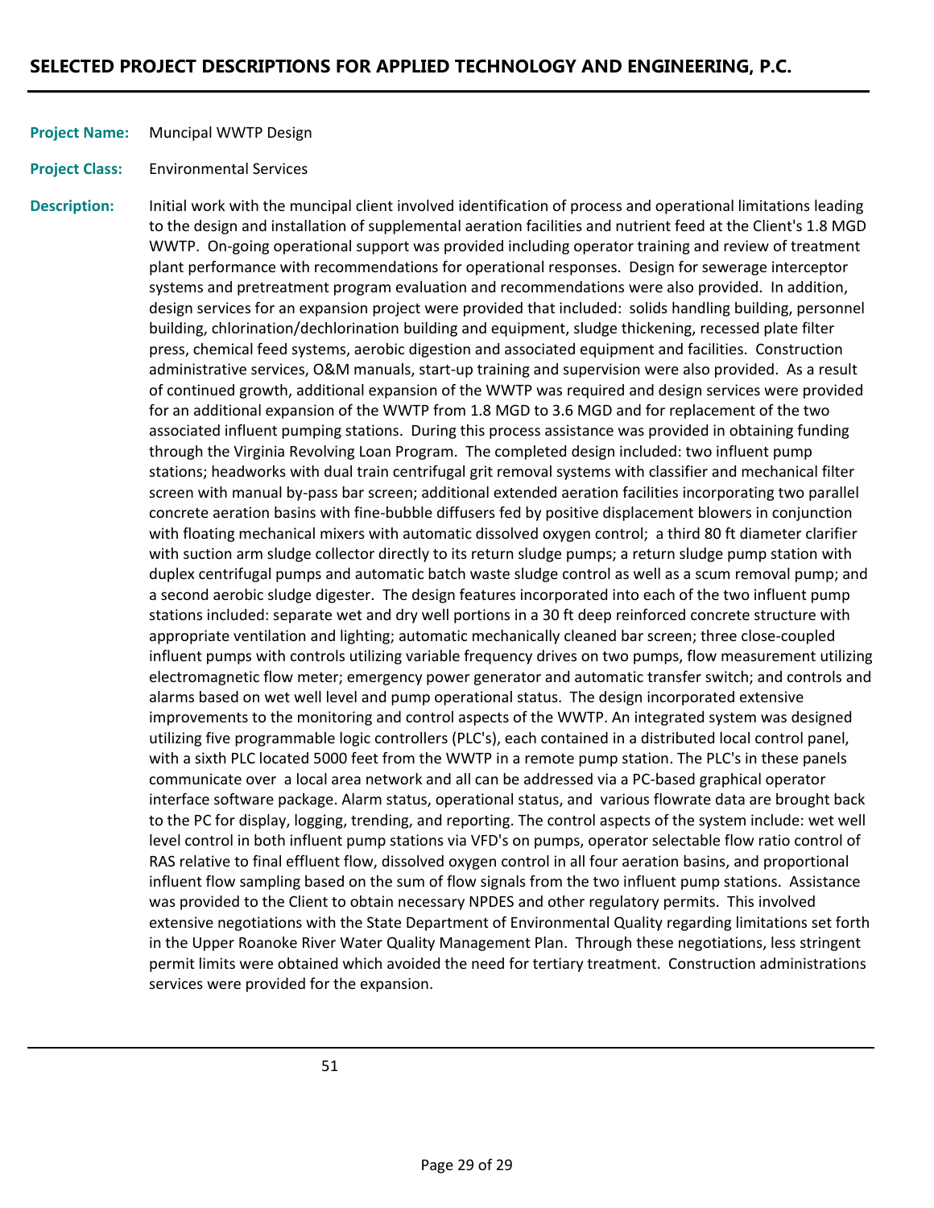## SELECTED PROJECT DESCRIPTIONS FOR APPLIED TECHNOLOGY AND ENGINEERING, P.C.

**Project Name:** Muncipal WWTP Design

**Project Class:** Environmental Services

**Description:** Initial work with the muncipal client involved identification of process and operational limitations leading to the design and installation of supplemental aeration facilities and nutrient feed at the Client's 1.8 MGD WWTP. On-going operational support was provided including operator training and review of treatment plant performance with recommendations for operational responses. Design for sewerage interceptor systems and pretreatment program evaluation and recommendations were also provided. In addition, design services for an expansion project were provided that included: solids handling building, personnel building, chlorination/dechlorination building and equipment, sludge thickening, recessed plate filter press, chemical feed systems, aerobic digestion and associated equipment and facilities. Construction administrative services, O&M manuals, start-up training and supervision were also provided. As a result of continued growth, additional expansion of the WWTP was required and design services were provided for an additional expansion of the WWTP from 1.8 MGD to 3.6 MGD and for replacement of the two associated influent pumping stations. During this process assistance was provided in obtaining funding through the Virginia Revolving Loan Program. The completed design included: two influent pump stations; headworks with dual train centrifugal grit removal systems with classifier and mechanical filter screen with manual by-pass bar screen; additional extended aeration facilities incorporating two parallel concrete aeration basins with fine-bubble diffusers fed by positive displacement blowers in conjunction with floating mechanical mixers with automatic dissolved oxygen control; a third 80 ft diameter clarifier with suction arm sludge collector directly to its return sludge pumps; a return sludge pump station with duplex centrifugal pumps and automatic batch waste sludge control as well as a scum removal pump; and a second aerobic sludge digester. The design features incorporated into each of the two influent pump stations included: separate wet and dry well portions in a 30 ft deep reinforced concrete structure with appropriate ventilation and lighting; automatic mechanically cleaned bar screen; three close-coupled influent pumps with controls utilizing variable frequency drives on two pumps, flow measurement utilizing electromagnetic flow meter; emergency power generator and automatic transfer switch; and controls and alarms based on wet well level and pump operational status. The design incorporated extensive improvements to the monitoring and control aspects of the WWTP. An integrated system was designed utilizing five programmable logic controllers (PLC's), each contained in a distributed local control panel, with a sixth PLC located 5000 feet from the WWTP in a remote pump station. The PLC's in these panels communicate over a local area network and all can be addressed via a PC-based graphical operator interface software package. Alarm status, operational status, and various flowrate data are brought back to the PC for display, logging, trending, and reporting. The control aspects of the system include: wet well level control in both influent pump stations via VFD's on pumps, operator selectable flow ratio control of RAS relative to final effluent flow, dissolved oxygen control in all four aeration basins, and proportional influent flow sampling based on the sum of flow signals from the two influent pump stations. Assistance was provided to the Client to obtain necessary NPDES and other regulatory permits. This involved extensive negotiations with the State Department of Environmental Quality regarding limitations set forth in the Upper Roanoke River Water Quality Management Plan. Through these negotiations, less stringent permit limits were obtained which avoided the need for tertiary treatment. Construction administrations services were provided for the expansion.